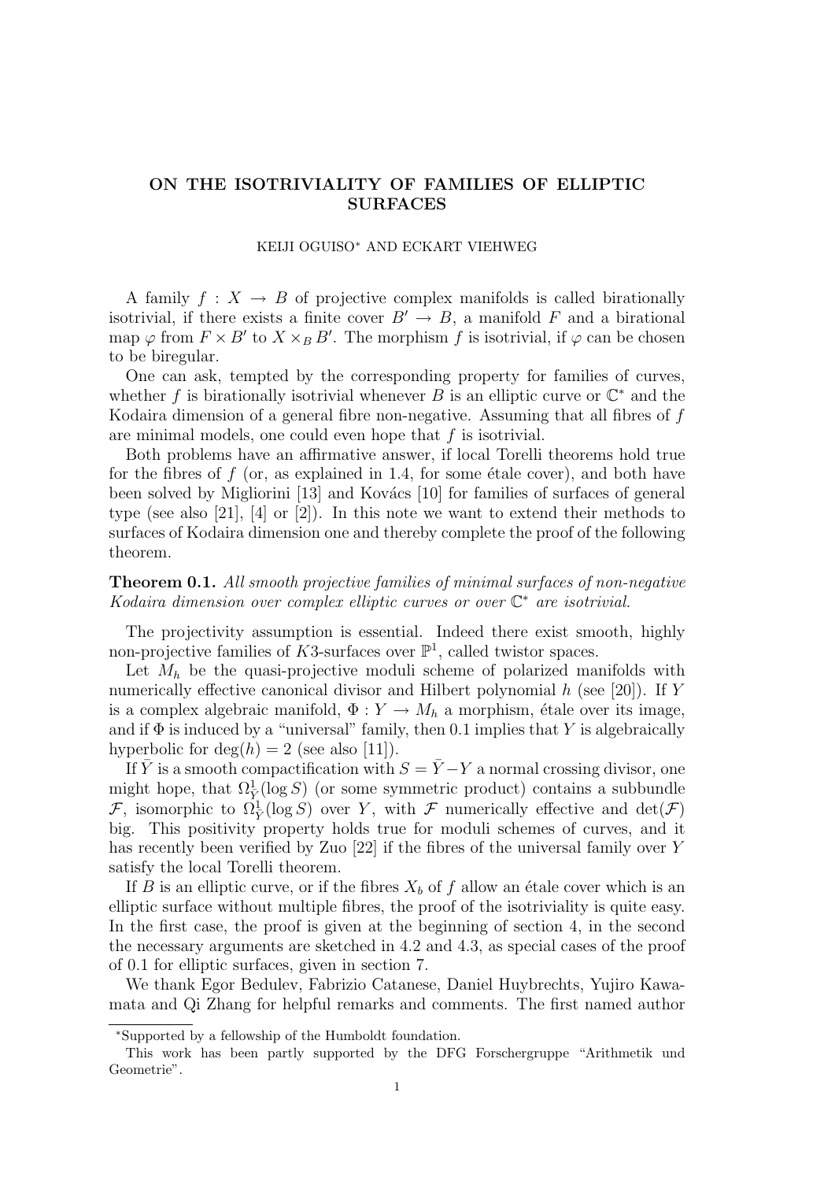# ON THE ISOTRIVIALITY OF FAMILIES OF ELLIPTIC SURFACES

KEIJI OGUISO* AND ECKART VIEHWEG

A family $f : X \to B$ of projective complex manifolds is called birationally isotrivial, if there exists a finite cover $B' \to B$, a manifold $F$ and a birational map $\varphi$ from $F \times B'$ to $X \times_B B'$. The morphism $f$ is isotrivial, if $\varphi$ can be chosen to be biregular.

One can ask, tempted by the corresponding property for families of curves, whether $f$ is birationally isotrivial whenever $B$ is an elliptic curve or $\mathbb{C}^*$ and the Kodaira dimension of a general fibre non-negative. Assuming that all fibres of $f$ are minimal models, one could even hope that $f$ is isotrivial.

Both problems have an affirmative answer, if local Torelli theorems hold true for the fibres of $f$ (or, as explained in 1.4, for some étale cover), and both have been solved by Migliorini [13] and Kovács [10] for families of surfaces of general type (see also [21], [4] or [2]). In this note we want to extend their methods to surfaces of Kodaira dimension one and thereby complete the proof of the following theorem.

**Theorem 0.1.** *All smooth projective families of minimal surfaces of non-negative Kodaira dimension over complex elliptic curves or over $\mathbb{C}^*$ are isotrivial.*

The projectivity assumption is essential. Indeed there exist smooth, highly non-projective families of $K3$-surfaces over $\mathbb{P}^1$, called twistor spaces.

Let $M_h$ be the quasi-projective moduli scheme of polarized manifolds with numerically effective canonical divisor and Hilbert polynomial $h$ (see [20]). If $Y$ is a complex algebraic manifold, $\Phi : Y \to M_h$ a morphism, étale over its image, and if $\Phi$ is induced by a "universal" family, then 0.1 implies that $Y$ is algebraically hyperbolic for $\deg(h) = 2$ (see also [11]).

If $\bar{Y}$ is a smooth compactification with $S = \bar{Y} - Y$ a normal crossing divisor, one might hope, that $\Omega^1_{\bar{Y}}(\log S)$ (or some symmetric product) contains a subbundle $\mathcal{F}$, isomorphic to $\Omega^1_{\bar{Y}}(\log S)$ over $Y$, with $\mathcal{F}$ numerically effective and $\det(\mathcal{F})$ big. This positivity property holds true for moduli schemes of curves, and it has recently been verified by Zuo [22] if the fibres of the universal family over $Y$ satisfy the local Torelli theorem.

If $B$ is an elliptic curve, or if the fibres $X_b$ of $f$ allow an étale cover which is an elliptic surface without multiple fibres, the proof of the isotriviality is quite easy. In the first case, the proof is given at the beginning of section 4, in the second the necessary arguments are sketched in 4.2 and 4.3, as special cases of the proof of 0.1 for elliptic surfaces, given in section 7.

We thank Egor Bedulev, Fabrizio Catanese, Daniel Huybrechts, Yujiro Kawamata and Qi Zhang for helpful remarks and comments. The first named author

---

*Supported by a fellowship of the Humboldt foundation.

This work has been partly supported by the DFG Forschergruppe "Arithmetik und Geometrie".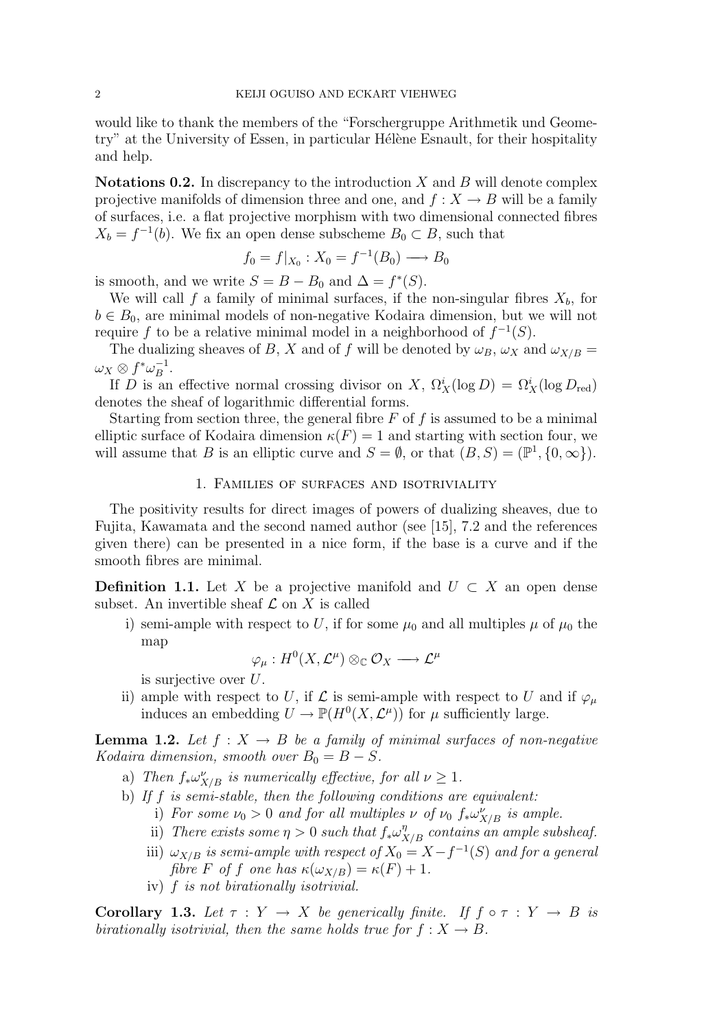would like to thank the members of the "Forschergruppe Arithmetik und Geometry" at the University of Essen, in particular Hélène Esnault, for their hospitality and help.

**Notations 0.2.** In discrepancy to the introduction $X$ and $B$ will denote complex projective manifolds of dimension three and one, and $f : X \to B$ will be a family of surfaces, i.e. a flat projective morphism with two dimensional connected fibres $X_b = f^{-1}(b)$. We fix an open dense subscheme $B_0 \subset B$, such that

$$f_0 = f|_{X_0} : X_0 = f^{-1}(B_0) \longrightarrow B_0$$

is smooth, and we write $S = B - B_0$ and $\Delta = f^*(S)$.

We will call $f$ a family of minimal surfaces, if the non-singular fibres $X_b$, for $b \in B_0$, are minimal models of non-negative Kodaira dimension, but we will not require $f$ to be a relative minimal model in a neighborhood of $f^{-1}(S)$.

The dualizing sheaves of $B$, $X$ and of $f$ will be denoted by $\omega_B$, $\omega_X$ and $\omega_{X/B} = \omega_X \otimes f^*\omega_B^{-1}$.

If $D$ is an effective normal crossing divisor on $X$, $\Omega^i_X(\log D) = \Omega^i_X(\log D_{\rm red})$ denotes the sheaf of logarithmic differential forms.

Starting from section three, the general fibre $F$ of $f$ is assumed to be a minimal elliptic surface of Kodaira dimension $\kappa(F) = 1$ and starting with section four, we will assume that $B$ is an elliptic curve and $S = \emptyset$, or that $(B, S) = (\mathbb{P}^1, \{0, \infty\})$.

## 1. Families of surfaces and isotriviality

The positivity results for direct images of powers of dualizing sheaves, due to Fujita, Kawamata and the second named author (see [15], 7.2 and the references given there) can be presented in a nice form, if the base is a curve and if the smooth fibres are minimal.

**Definition 1.1.** Let $X$ be a projective manifold and $U \subset X$ an open dense subset. An invertible sheaf $\mathcal{L}$ on $X$ is called

i) semi-ample with respect to $U$, if for some $\mu_0$ and all multiples $\mu$ of $\mu_0$ the map
$$\varphi_\mu : H^0(X, \mathcal{L}^\mu) \otimes_{\mathbb{C}} \mathcal{O}_X \longrightarrow \mathcal{L}^\mu$$
is surjective over $U$.

ii) ample with respect to $U$, if $\mathcal{L}$ is semi-ample with respect to $U$ and if $\varphi_\mu$ induces an embedding $U \to \mathbb{P}(H^0(X, \mathcal{L}^\mu))$ for $\mu$ sufficiently large.

**Lemma 1.2.** *Let $f : X \to B$ be a family of minimal surfaces of non-negative Kodaira dimension, smooth over $B_0 = B - S$.*

a) *Then $f_*\omega^\nu_{X/B}$ is numerically effective, for all $\nu \geq 1$.*

b) *If $f$ is semi-stable, then the following conditions are equivalent:*

  i) *For some $\nu_0 > 0$ and for all multiples $\nu$ of $\nu_0$ $f_*\omega^\nu_{X/B}$ is ample.*

  ii) *There exists some $\eta > 0$ such that $f_*\omega^\eta_{X/B}$ contains an ample subsheaf.*

  iii) *$\omega_{X/B}$ is semi-ample with respect of $X_0 = X - f^{-1}(S)$ and for a general fibre $F$ of $f$ one has $\kappa(\omega_{X/B}) = \kappa(F) + 1$.*

  iv) *$f$ is not birationally isotrivial.*

**Corollary 1.3.** *Let $\tau : Y \to X$ be generically finite. If $f \circ \tau : Y \to B$ is birationally isotrivial, then the same holds true for $f : X \to B$.*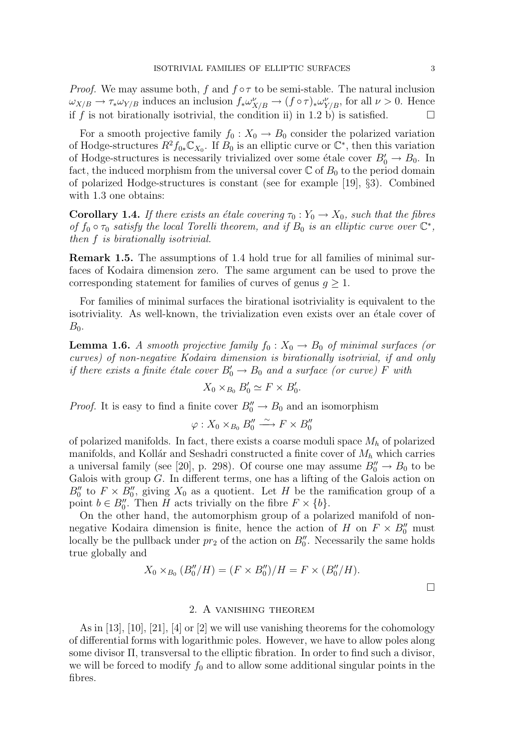*Proof.* We may assume both, $f$ and $f \circ \tau$ to be semi-stable. The natural inclusion $\omega_{X/B} \to \tau_* \omega_{Y/B}$ induces an inclusion $f_* \omega^{\nu}_{X/B} \to (f \circ \tau)_* \omega^{\nu}_{Y/B}$, for all $\nu > 0$. Hence if $f$ is not birationally isotrivial, the condition ii) in 1.2 b) is satisfied. $\square$

For a smooth projective family $f_0 : X_0 \to B_0$ consider the polarized variation of Hodge-structures $R^2 f_{0*} \mathbb{C}_{X_0}$. If $B_0$ is an elliptic curve or $\mathbb{C}^*$, then this variation of Hodge-structures is necessarily trivialized over some étale cover $B'_0 \to B_0$. In fact, the induced morphism from the universal cover $\mathbb{C}$ of $B_0$ to the period domain of polarized Hodge-structures is constant (see for example [19], §3). Combined with 1.3 one obtains:

**Corollary 1.4.** *If there exists an étale covering $\tau_0 : Y_0 \to X_0$, such that the fibres of $f_0 \circ \tau_0$ satisfy the local Torelli theorem, and if $B_0$ is an elliptic curve over $\mathbb{C}^*$, then $f$ is birationally isotrivial.*

**Remark 1.5.** The assumptions of 1.4 hold true for all families of minimal surfaces of Kodaira dimension zero. The same argument can be used to prove the corresponding statement for families of curves of genus $g \geq 1$.

For families of minimal surfaces the birational isotriviality is equivalent to the isotriviality. As well-known, the trivialization even exists over an étale cover of $B_0$.

**Lemma 1.6.** *A smooth projective family $f_0 : X_0 \to B_0$ of minimal surfaces (or curves) of non-negative Kodaira dimension is birationally isotrivial, if and only if there exists a finite étale cover $B'_0 \to B_0$ and a surface (or curve) $F$ with*

$$X_0 \times_{B_0} B'_0 \simeq F \times B'_0.$$

*Proof.* It is easy to find a finite cover $B''_0 \to B_0$ and an isomorphism

$$\varphi : X_0 \times_{B_0} B''_0 \xrightarrow{\sim} F \times B''_0$$

of polarized manifolds. In fact, there exists a coarse moduli space $M_h$ of polarized manifolds, and Kollár and Seshadri constructed a finite cover of $M_h$ which carries a universal family (see [20], p. 298). Of course one may assume $B''_0 \to B_0$ to be Galois with group $G$. In different terms, one has a lifting of the Galois action on $B''_0$ to $F \times B''_0$, giving $X_0$ as a quotient. Let $H$ be the ramification group of a point $b \in B''_0$. Then $H$ acts trivially on the fibre $F \times \{b\}$.

On the other hand, the automorphism group of a polarized manifold of non-negative Kodaira dimension is finite, hence the action of $H$ on $F \times B''_0$ must locally be the pullback under $pr_2$ of the action on $B''_0$. Necessarily the same holds true globally and

$$X_0 \times_{B_0} (B''_0/H) = (F \times B''_0)/H = F \times (B''_0/H).$$

$\square$

## 2. A vanishing theorem

As in [13], [10], [21], [4] or [2] we will use vanishing theorems for the cohomology of differential forms with logarithmic poles. However, we have to allow poles along some divisor $\Pi$, transversal to the elliptic fibration. In order to find such a divisor, we will be forced to modify $f_0$ and to allow some additional singular points in the fibres.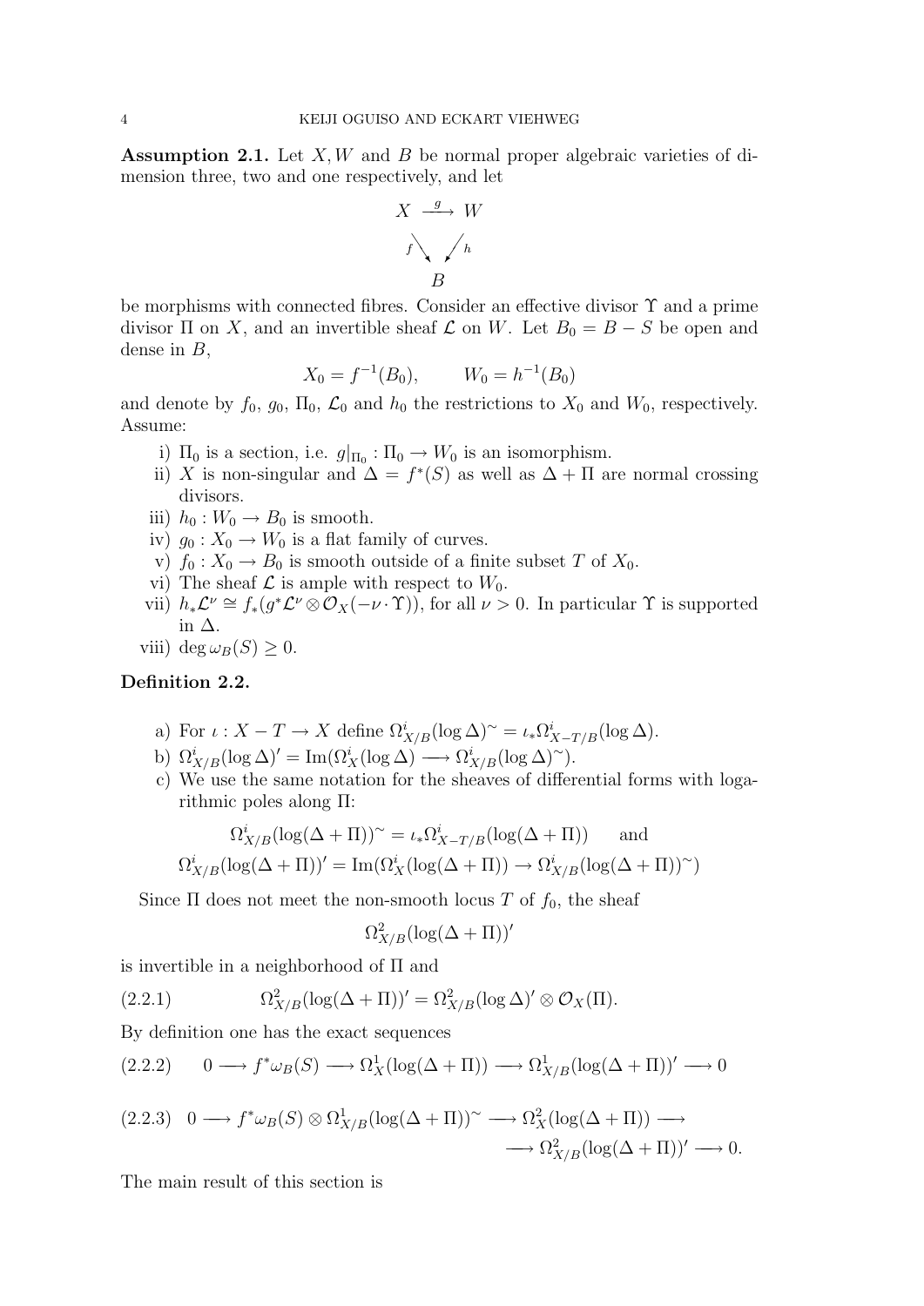**Assumption 2.1.** Let $X, W$ and $B$ be normal proper algebraic varieties of dimension three, two and one respectively, and let

$$\begin{array}{ccc} X & \xrightarrow{g} & W \\ & {\scriptstyle f}\searrow \quad \swarrow{\scriptstyle h} & \\ & B & \end{array}$$

be morphisms with connected fibres. Consider an effective divisor $\Upsilon$ and a prime divisor $\Pi$ on $X$, and an invertible sheaf $\mathcal{L}$ on $W$. Let $B_0 = B - S$ be open and dense in $B$,

$$X_0 = f^{-1}(B_0), \qquad W_0 = h^{-1}(B_0)$$

and denote by $f_0$, $g_0$, $\Pi_0$, $\mathcal{L}_0$ and $h_0$ the restrictions to $X_0$ and $W_0$, respectively. Assume:

i) $\Pi_0$ is a section, i.e. $g|_{\Pi_0} : \Pi_0 \to W_0$ is an isomorphism.
ii) $X$ is non-singular and $\Delta = f^*(S)$ as well as $\Delta + \Pi$ are normal crossing divisors.
iii) $h_0 : W_0 \to B_0$ is smooth.
iv) $g_0 : X_0 \to W_0$ is a flat family of curves.
v) $f_0 : X_0 \to B_0$ is smooth outside of a finite subset $T$ of $X_0$.
vi) The sheaf $\mathcal{L}$ is ample with respect to $W_0$.
vii) $h_*\mathcal{L}^\nu \cong f_*(g^*\mathcal{L}^\nu \otimes \mathcal{O}_X(-\nu \cdot \Upsilon))$, for all $\nu > 0$. In particular $\Upsilon$ is supported in $\Delta$.
viii) $\deg \omega_B(S) \geq 0$.

**Definition 2.2.**

a) For $\iota : X - T \to X$ define $\Omega^i_{X/B}(\log \Delta)^\sim = \iota_* \Omega^i_{X-T/B}(\log \Delta)$.
b) $\Omega^i_{X/B}(\log \Delta)' = \mathrm{Im}(\Omega^i_X(\log \Delta) \longrightarrow \Omega^i_{X/B}(\log \Delta)^\sim)$.
c) We use the same notation for the sheaves of differential forms with logarithmic poles along $\Pi$:

$$\Omega^i_{X/B}(\log(\Delta + \Pi))^\sim = \iota_* \Omega^i_{X-T/B}(\log(\Delta + \Pi)) \qquad \text{and}$$

$$\Omega^i_{X/B}(\log(\Delta + \Pi))' = \mathrm{Im}(\Omega^i_X(\log(\Delta + \Pi)) \to \Omega^i_{X/B}(\log(\Delta + \Pi))^\sim)$$

Since $\Pi$ does not meet the non-smooth locus $T$ of $f_0$, the sheaf

$$\Omega^2_{X/B}(\log(\Delta + \Pi))'$$

is invertible in a neighborhood of $\Pi$ and

$$\Omega^2_{X/B}(\log(\Delta + \Pi))' = \Omega^2_{X/B}(\log \Delta)' \otimes \mathcal{O}_X(\Pi). \tag{2.2.1}$$

By definition one has the exact sequences

$$0 \longrightarrow f^*\omega_B(S) \longrightarrow \Omega^1_X(\log(\Delta + \Pi)) \longrightarrow \Omega^1_{X/B}(\log(\Delta + \Pi))' \longrightarrow 0 \tag{2.2.2}$$

$$0 \longrightarrow f^*\omega_B(S) \otimes \Omega^1_{X/B}(\log(\Delta + \Pi))^\sim \longrightarrow \Omega^2_X(\log(\Delta + \Pi)) \longrightarrow \Omega^2_{X/B}(\log(\Delta + \Pi))' \longrightarrow 0. \tag{2.2.3}$$

The main result of this section is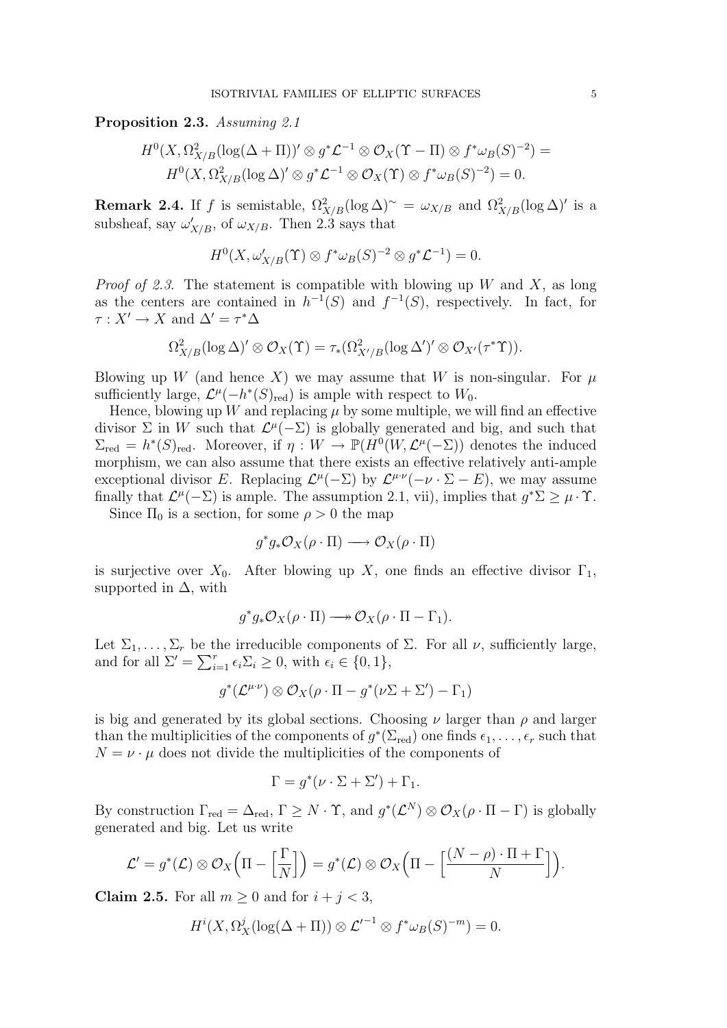**Proposition 2.3.** *Assuming 2.1*

$$H^0(X, \Omega^2_{X/B}(\log(\Delta+\Pi))' \otimes g^*\mathcal{L}^{-1} \otimes \mathcal{O}_X(\Upsilon - \Pi) \otimes f^*\omega_B(S)^{-2}) =$$
$$H^0(X, \Omega^2_{X/B}(\log \Delta)' \otimes g^*\mathcal{L}^{-1} \otimes \mathcal{O}_X(\Upsilon) \otimes f^*\omega_B(S)^{-2}) = 0.$$

**Remark 2.4.** If $f$ is semistable, $\Omega^2_{X/B}(\log \Delta)^{\sim} = \omega_{X/B}$ and $\Omega^2_{X/B}(\log \Delta)'$ is a subsheaf, say $\omega'_{X/B}$, of $\omega_{X/B}$. Then 2.3 says that

$$H^0(X, \omega'_{X/B}(\Upsilon) \otimes f^*\omega_B(S)^{-2} \otimes g^*\mathcal{L}^{-1}) = 0.$$

*Proof of 2.3.* The statement is compatible with blowing up $W$ and $X$, as long as the centers are contained in $h^{-1}(S)$ and $f^{-1}(S)$, respectively. In fact, for $\tau : X' \to X$ and $\Delta' = \tau^*\Delta$

$$\Omega^2_{X/B}(\log \Delta)' \otimes \mathcal{O}_X(\Upsilon) = \tau_*(\Omega^2_{X'/B}(\log \Delta')' \otimes \mathcal{O}_{X'}(\tau^*\Upsilon)).$$

Blowing up $W$ (and hence $X$) we may assume that $W$ is non-singular. For $\mu$ sufficiently large, $\mathcal{L}^\mu(-h^*(S)_{\rm red})$ is ample with respect to $W_0$.

Hence, blowing up $W$ and replacing $\mu$ by some multiple, we will find an effective divisor $\Sigma$ in $W$ such that $\mathcal{L}^\mu(-\Sigma)$ is globally generated and big, and such that $\Sigma_{\rm red} = h^*(S)_{\rm red}$. Moreover, if $\eta : W \to \mathbb{P}(H^0(W, \mathcal{L}^\mu(-\Sigma))$ denotes the induced morphism, we can also assume that there exists an effective relatively anti-ample exceptional divisor $E$. Replacing $\mathcal{L}^\mu(-\Sigma)$ by $\mathcal{L}^{\mu\cdot\nu}(-\nu\cdot\Sigma - E)$, we may assume finally that $\mathcal{L}^\mu(-\Sigma)$ is ample. The assumption 2.1, vii), implies that $g^*\Sigma \geq \mu \cdot \Upsilon$.

Since $\Pi_0$ is a section, for some $\rho > 0$ the map

$$g^*g_*\mathcal{O}_X(\rho\cdot\Pi) \longrightarrow \mathcal{O}_X(\rho\cdot\Pi)$$

is surjective over $X_0$. After blowing up $X$, one finds an effective divisor $\Gamma_1$, supported in $\Delta$, with

$$g^*g_*\mathcal{O}_X(\rho\cdot\Pi) \twoheadrightarrow \mathcal{O}_X(\rho\cdot\Pi - \Gamma_1).$$

Let $\Sigma_1, \ldots, \Sigma_r$ be the irreducible components of $\Sigma$. For all $\nu$, sufficiently large, and for all $\Sigma' = \sum_{i=1}^r \epsilon_i \Sigma_i \geq 0$, with $\epsilon_i \in \{0,1\}$,

$$g^*(\mathcal{L}^{\mu\cdot\nu}) \otimes \mathcal{O}_X(\rho\cdot\Pi - g^*(\nu\Sigma + \Sigma') - \Gamma_1)$$

is big and generated by its global sections. Choosing $\nu$ larger than $\rho$ and larger than the multiplicities of the components of $g^*(\Sigma_{\rm red})$ one finds $\epsilon_1, \ldots, \epsilon_r$ such that $N = \nu\cdot\mu$ does not divide the multiplicities of the components of

$$\Gamma = g^*(\nu\cdot\Sigma + \Sigma') + \Gamma_1.$$

By construction $\Gamma_{\rm red} = \Delta_{\rm red}$, $\Gamma \geq N\cdot\Upsilon$, and $g^*(\mathcal{L}^N) \otimes \mathcal{O}_X(\rho\cdot\Pi - \Gamma)$ is globally generated and big. Let us write

$$\mathcal{L}' = g^*(\mathcal{L}) \otimes \mathcal{O}_X\Big(\Pi - \Big[\frac{\Gamma}{N}\Big]\Big) = g^*(\mathcal{L}) \otimes \mathcal{O}_X\Big(\Pi - \Big[\frac{(N-\rho)\cdot\Pi + \Gamma}{N}\Big]\Big).$$

**Claim 2.5.** For all $m \geq 0$ and for $i + j < 3$,

$$H^i(X, \Omega^j_X(\log(\Delta+\Pi)) \otimes \mathcal{L}'^{-1} \otimes f^*\omega_B(S)^{-m}) = 0.$$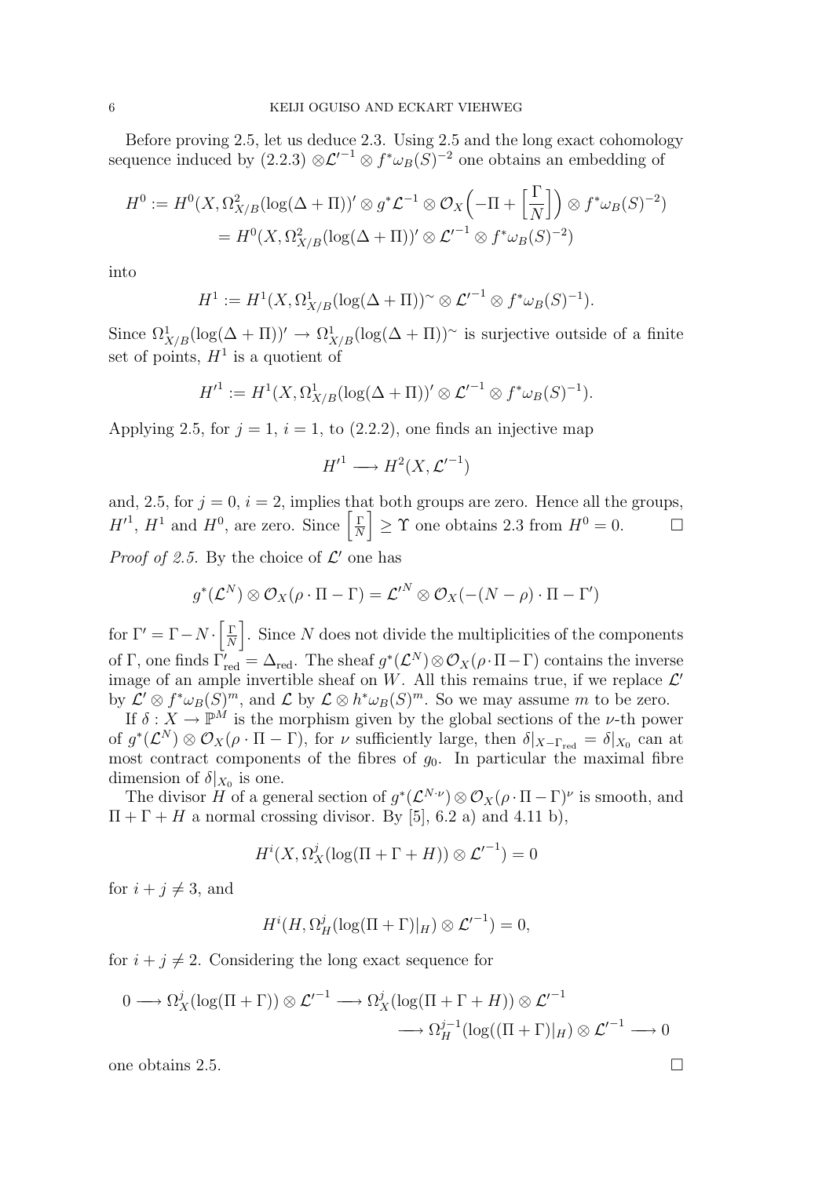Before proving 2.5, let us deduce 2.3. Using 2.5 and the long exact cohomology sequence induced by (2.2.3) $\otimes {\mathcal{L}'}^{-1} \otimes f^*\omega_B(S)^{-2}$ one obtains an embedding of

$$
\begin{aligned}
H^0 &:= H^0(X, \Omega^2_{X/B}(\log(\Delta+\Pi))' \otimes g^*\mathcal{L}^{-1} \otimes \mathcal{O}_X\Big(-\Pi + \Big[\frac{\Gamma}{N}\Big]\Big) \otimes f^*\omega_B(S)^{-2}) \\
&= H^0(X, \Omega^2_{X/B}(\log(\Delta+\Pi))' \otimes {\mathcal{L}'}^{-1} \otimes f^*\omega_B(S)^{-2})
\end{aligned}
$$

into

$$
H^1 := H^1(X, \Omega^1_{X/B}(\log(\Delta+\Pi))^{\sim} \otimes {\mathcal{L}'}^{-1} \otimes f^*\omega_B(S)^{-1}).
$$

Since $\Omega^1_{X/B}(\log(\Delta+\Pi))' \to \Omega^1_{X/B}(\log(\Delta+\Pi))^{\sim}$ is surjective outside of a finite set of points, $H^1$ is a quotient of

$$
{H'}^1 := H^1(X, \Omega^1_{X/B}(\log(\Delta+\Pi))' \otimes {\mathcal{L}'}^{-1} \otimes f^*\omega_B(S)^{-1}).
$$

Applying 2.5, for $j=1$, $i=1$, to (2.2.2), one finds an injective map

$$
{H'}^1 \longrightarrow H^2(X, {\mathcal{L}'}^{-1})
$$

and, 2.5, for $j=0$, $i=2$, implies that both groups are zero. Hence all the groups, ${H'}^1$, $H^1$ and $H^0$, are zero. Since $\left[\frac{\Gamma}{N}\right] \geq \Upsilon$ one obtains 2.3 from $H^0 = 0$. $\square$

*Proof of 2.5.* By the choice of $\mathcal{L}'$ one has

$$
g^*(\mathcal{L}^N) \otimes \mathcal{O}_X(\rho \cdot \Pi - \Gamma) = {\mathcal{L}'}^N \otimes \mathcal{O}_X(-(N-\rho)\cdot \Pi - \Gamma')
$$

for $\Gamma' = \Gamma - N \cdot \left[\frac{\Gamma}{N}\right]$. Since $N$ does not divide the multiplicities of the components of $\Gamma$, one finds $\Gamma'_{\rm red} = \Delta_{\rm red}$. The sheaf $g^*(\mathcal{L}^N) \otimes \mathcal{O}_X(\rho\cdot\Pi - \Gamma)$ contains the inverse image of an ample invertible sheaf on $W$. All this remains true, if we replace $\mathcal{L}'$ by $\mathcal{L}' \otimes f^*\omega_B(S)^m$, and $\mathcal{L}$ by $\mathcal{L} \otimes h^*\omega_B(S)^m$. So we may assume $m$ to be zero.

If $\delta : X \to \mathbb{P}^M$ is the morphism given by the global sections of the $\nu$-th power of $g^*(\mathcal{L}^N) \otimes \mathcal{O}_X(\rho \cdot \Pi - \Gamma)$, for $\nu$ sufficiently large, then $\delta|_{X - \Gamma_{\rm red}} = \delta|_{X_0}$ can at most contract components of the fibres of $g_0$. In particular the maximal fibre dimension of $\delta|_{X_0}$ is one.

The divisor $H$ of a general section of $g^*(\mathcal{L}^{N\cdot\nu}) \otimes \mathcal{O}_X(\rho\cdot\Pi - \Gamma)^\nu$ is smooth, and $\Pi + \Gamma + H$ a normal crossing divisor. By [5], 6.2 a) and 4.11 b),

$$
H^i(X, \Omega^j_X(\log(\Pi+\Gamma+H)) \otimes {\mathcal{L}'}^{-1}) = 0
$$

for $i+j \neq 3$, and

$$
H^i(H, \Omega^j_H(\log(\Pi+\Gamma)|_H) \otimes {\mathcal{L}'}^{-1}) = 0,
$$

for $i + j \neq 2$. Considering the long exact sequence for

$$
\begin{aligned}
0 \longrightarrow \Omega^j_X(\log(\Pi+\Gamma)) \otimes {\mathcal{L}'}^{-1} \longrightarrow \Omega^j_X(\log(\Pi+\Gamma+H)) \otimes {\mathcal{L}'}^{-1} \\
\longrightarrow \Omega^{j-1}_H(\log((\Pi+\Gamma)|_H) \otimes {\mathcal{L}'}^{-1} \longrightarrow 0
\end{aligned}
$$

one obtains 2.5. $\square$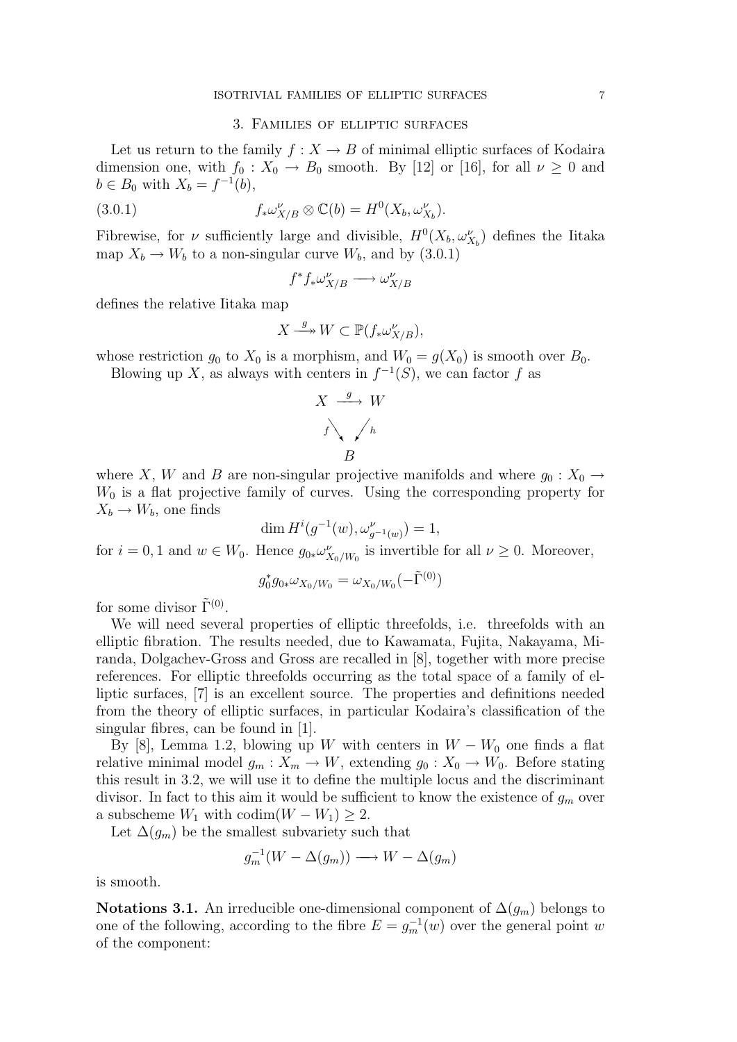## 3. Families of elliptic surfaces

Let us return to the family $f : X \to B$ of minimal elliptic surfaces of Kodaira dimension one, with $f_0 : X_0 \to B_0$ smooth. By [12] or [16], for all $\nu \geq 0$ and $b \in B_0$ with $X_b = f^{-1}(b)$,

$$f_* \omega^{\nu}_{X/B} \otimes \mathbb{C}(b) = H^0(X_b, \omega^{\nu}_{X_b}). \tag{3.0.1}$$

Fibrewise, for $\nu$ sufficiently large and divisible, $H^0(X_b, \omega^{\nu}_{X_b})$ defines the Iitaka map $X_b \to W_b$ to a non-singular curve $W_b$, and by (3.0.1)

$$f^* f_* \omega^{\nu}_{X/B} \longrightarrow \omega^{\nu}_{X/B}$$

defines the relative Iitaka map

$$X \xrightarrow{\ g\ } W \subset \mathbb{P}(f_* \omega^{\nu}_{X/B}),$$

whose restriction $g_0$ to $X_0$ is a morphism, and $W_0 = g(X_0)$ is smooth over $B_0$.

Blowing up $X$, as always with centers in $f^{-1}(S)$, we can factor $f$ as

$$\begin{array}{ccc} X & \xrightarrow{\ g\ } & W \\ & {\scriptstyle f}\searrow \quad \swarrow{\scriptstyle h} & \\ & B & \end{array}$$

where $X$, $W$ and $B$ are non-singular projective manifolds and where $g_0 : X_0 \to W_0$ is a flat projective family of curves. Using the corresponding property for $X_b \to W_b$, one finds

$$\dim H^i(g^{-1}(w), \omega^{\nu}_{g^{-1}(w)}) = 1,$$

for $i = 0, 1$ and $w \in W_0$. Hence $g_{0*}\omega^{\nu}_{X_0/W_0}$ is invertible for all $\nu \geq 0$. Moreover,

$$g_0^* g_{0*} \omega_{X_0/W_0} = \omega_{X_0/W_0}(-\tilde{\Gamma}^{(0)})$$

for some divisor $\tilde{\Gamma}^{(0)}$.

We will need several properties of elliptic threefolds, i.e. threefolds with an elliptic fibration. The results needed, due to Kawamata, Fujita, Nakayama, Miranda, Dolgachev-Gross and Gross are recalled in [8], together with more precise references. For elliptic threefolds occurring as the total space of a family of elliptic surfaces, [7] is an excellent source. The properties and definitions needed from the theory of elliptic surfaces, in particular Kodaira's classification of the singular fibres, can be found in [1].

By [8], Lemma 1.2, blowing up $W$ with centers in $W - W_0$ one finds a flat relative minimal model $g_m : X_m \to W$, extending $g_0 : X_0 \to W_0$. Before stating this result in 3.2, we will use it to define the multiple locus and the discriminant divisor. In fact to this aim it would be sufficient to know the existence of $g_m$ over a subscheme $W_1$ with $\mathrm{codim}(W - W_1) \geq 2$.

Let $\Delta(g_m)$ be the smallest subvariety such that

$$g_m^{-1}(W - \Delta(g_m)) \longrightarrow W - \Delta(g_m)$$

is smooth.

**Notations 3.1.** An irreducible one-dimensional component of $\Delta(g_m)$ belongs to one of the following, according to the fibre $E = g_m^{-1}(w)$ over the general point $w$ of the component: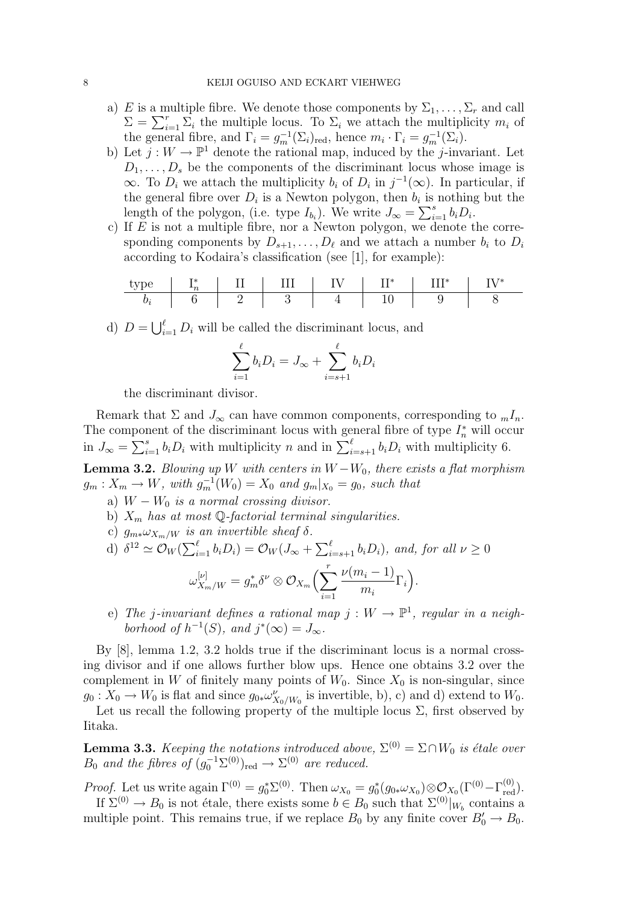a) $E$ is a multiple fibre. We denote those components by $\Sigma_1, \ldots, \Sigma_r$ and call $\Sigma = \sum_{i=1}^{r} \Sigma_i$ the multiple locus. To $\Sigma_i$ we attach the multiplicity $m_i$ of the general fibre, and $\Gamma_i = g_m^{-1}(\Sigma_i)_{\mathrm{red}}$, hence $m_i \cdot \Gamma_i = g_m^{-1}(\Sigma_i)$.

b) Let $j : W \to \mathbb{P}^1$ denote the rational map, induced by the $j$-invariant. Let $D_1, \ldots, D_s$ be the components of the discriminant locus whose image is $\infty$. To $D_i$ we attach the multiplicity $b_i$ of $D_i$ in $j^{-1}(\infty)$. In particular, if the general fibre over $D_i$ is a Newton polygon, then $b_i$ is nothing but the length of the polygon, (i.e. type $I_{b_i}$). We write $J_\infty = \sum_{i=1}^{s} b_i D_i$.

c) If $E$ is not a multiple fibre, nor a Newton polygon, we denote the corresponding components by $D_{s+1}, \ldots, D_\ell$ and we attach a number $b_i$ to $D_i$ according to Kodaira's classification (see [1], for example):

| type | $\mathrm{I}_n^*$ | II | III | IV | $\mathrm{II}^*$ | $\mathrm{III}^*$ | $\mathrm{IV}^*$ |
|---|---|---|---|---|---|---|---|
| $b_i$ | 6 | 2 | 3 | 4 | 10 | 9 | 8 |

d) $D = \bigcup_{i=1}^{\ell} D_i$ will be called the discriminant locus, and

$$\sum_{i=1}^{\ell} b_i D_i = J_\infty + \sum_{i=s+1}^{\ell} b_i D_i$$

the discriminant divisor.

Remark that $\Sigma$ and $J_\infty$ can have common components, corresponding to ${}_mI_n$. The component of the discriminant locus with general fibre of type $I_n^*$ will occur in $J_\infty = \sum_{i=1}^{s} b_i D_i$ with multiplicity $n$ and in $\sum_{i=s+1}^{\ell} b_i D_i$ with multiplicity 6.

**Lemma 3.2.** *Blowing up $W$ with centers in $W - W_0$, there exists a flat morphism $g_m : X_m \to W$, with $g_m^{-1}(W_0) = X_0$ and $g_m|_{X_0} = g_0$, such that*

a) *$W - W_0$ is a normal crossing divisor.*

b) *$X_m$ has at most $\mathbb{Q}$-factorial terminal singularities.*

c) *$g_{m*}\omega_{X_m/W}$ is an invertible sheaf $\delta$.*

d) *$\delta^{12} \simeq \mathcal{O}_W(\sum_{i=1}^{\ell} b_i D_i) = \mathcal{O}_W(J_\infty + \sum_{i=s+1}^{\ell} b_i D_i)$, and, for all $\nu \geq 0$*

$$\omega_{X_m/W}^{[\nu]} = g_m^* \delta^\nu \otimes \mathcal{O}_{X_m}\Big( \sum_{i=1}^{r} \frac{\nu(m_i - 1)}{m_i} \Gamma_i \Big).$$

e) *The $j$-invariant defines a rational map $j : W \to \mathbb{P}^1$, regular in a neighborhood of $h^{-1}(S)$, and $j^*(\infty) = J_\infty$.*

By [8], lemma 1.2, 3.2 holds true if the discriminant locus is a normal crossing divisor and if one allows further blow ups. Hence one obtains 3.2 over the complement in $W$ of finitely many points of $W_0$. Since $X_0$ is non-singular, since $g_0 : X_0 \to W_0$ is flat and since $g_{0*}\omega_{X_0/W_0}^\nu$ is invertible, b), c) and d) extend to $W_0$.

Let us recall the following property of the multiple locus $\Sigma$, first observed by Iitaka.

**Lemma 3.3.** *Keeping the notations introduced above, $\Sigma^{(0)} = \Sigma \cap W_0$ is étale over $B_0$ and the fibres of $(g_0^{-1}\Sigma^{(0)})_{\mathrm{red}} \to \Sigma^{(0)}$ are reduced.*

*Proof.* Let us write again $\Gamma^{(0)} = g_0^* \Sigma^{(0)}$. Then $\omega_{X_0} = g_0^*(g_{0*}\omega_{X_0}) \otimes \mathcal{O}_{X_0}(\Gamma^{(0)} - \Gamma^{(0)}_{\mathrm{red}})$.

If $\Sigma^{(0)} \to B_0$ is not étale, there exists some $b \in B_0$ such that $\Sigma^{(0)}|_{W_b}$ contains a multiple point. This remains true, if we replace $B_0$ by any finite cover $B_0' \to B_0$.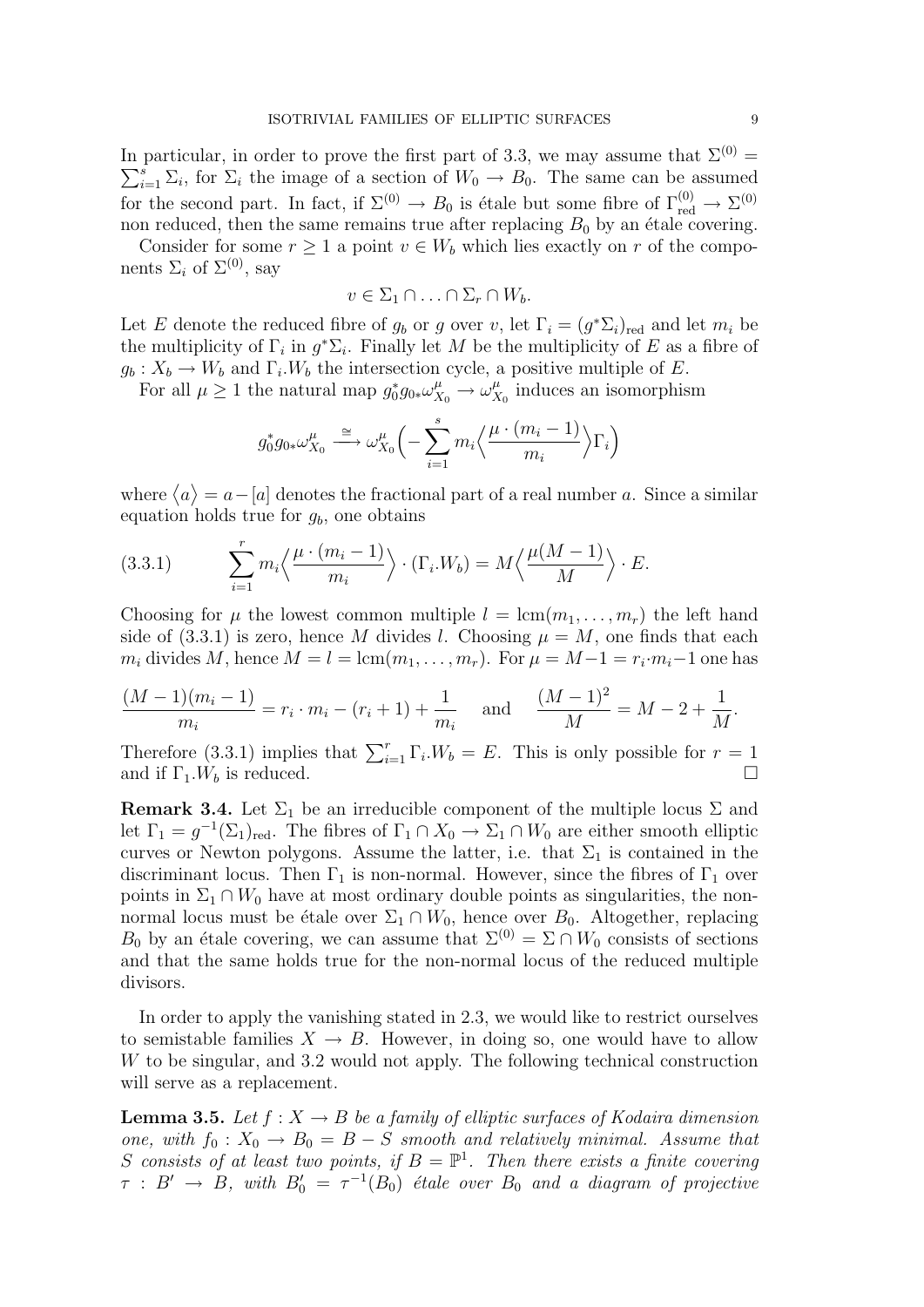In particular, in order to prove the first part of 3.3, we may assume that $\Sigma^{(0)} = \sum_{i=1}^{s} \Sigma_i$, for $\Sigma_i$ the image of a section of $W_0 \to B_0$. The same can be assumed for the second part. In fact, if $\Sigma^{(0)} \to B_0$ is étale but some fibre of $\Gamma^{(0)}_{\mathrm{red}} \to \Sigma^{(0)}$ non reduced, then the same remains true after replacing $B_0$ by an étale covering.

Consider for some $r \geq 1$ a point $v \in W_b$ which lies exactly on $r$ of the components $\Sigma_i$ of $\Sigma^{(0)}$, say

$$v \in \Sigma_1 \cap \ldots \cap \Sigma_r \cap W_b.$$

Let $E$ denote the reduced fibre of $g_b$ or $g$ over $v$, let $\Gamma_i = (g^*\Sigma_i)_{\mathrm{red}}$ and let $m_i$ be the multiplicity of $\Gamma_i$ in $g^*\Sigma_i$. Finally let $M$ be the multiplicity of $E$ as a fibre of $g_b : X_b \to W_b$ and $\Gamma_i.W_b$ the intersection cycle, a positive multiple of $E$.

For all $\mu \geq 1$ the natural map $g_0^* g_{0*}\omega^{\mu}_{X_0} \to \omega^{\mu}_{X_0}$ induces an isomorphism

$$g_0^* g_{0*}\omega^{\mu}_{X_0} \xrightarrow{\cong} \omega^{\mu}_{X_0}\Big( -\sum_{i=1}^{s} m_i \Big\langle \frac{\mu \cdot (m_i - 1)}{m_i} \Big\rangle \Gamma_i \Big)$$

where $\langle a \rangle = a - [a]$ denotes the fractional part of a real number $a$. Since a similar equation holds true for $g_b$, one obtains

$$\sum_{i=1}^{r} m_i \Big\langle \frac{\mu \cdot (m_i - 1)}{m_i} \Big\rangle \cdot (\Gamma_i.W_b) = M \Big\langle \frac{\mu(M-1)}{M} \Big\rangle \cdot E. \tag{3.3.1}$$

Choosing for $\mu$ the lowest common multiple $l = \mathrm{lcm}(m_1, \ldots, m_r)$ the left hand side of (3.3.1) is zero, hence $M$ divides $l$. Choosing $\mu = M$, one finds that each $m_i$ divides $M$, hence $M = l = \mathrm{lcm}(m_1, \ldots, m_r)$. For $\mu = M-1 = r_i \cdot m_i - 1$ one has

$$\frac{(M-1)(m_i - 1)}{m_i} = r_i \cdot m_i - (r_i + 1) + \frac{1}{m_i} \quad \text{ and } \quad \frac{(M-1)^2}{M} = M - 2 + \frac{1}{M}.$$

Therefore (3.3.1) implies that $\sum_{i=1}^{r} \Gamma_i.W_b = E$. This is only possible for $r = 1$ and if $\Gamma_1.W_b$ is reduced. □

**Remark 3.4.** Let $\Sigma_1$ be an irreducible component of the multiple locus $\Sigma$ and let $\Gamma_1 = g^{-1}(\Sigma_1)_{\mathrm{red}}$. The fibres of $\Gamma_1 \cap X_0 \to \Sigma_1 \cap W_0$ are either smooth elliptic curves or Newton polygons. Assume the latter, i.e. that $\Sigma_1$ is contained in the discriminant locus. Then $\Gamma_1$ is non-normal. However, since the fibres of $\Gamma_1$ over points in $\Sigma_1 \cap W_0$ have at most ordinary double points as singularities, the non-normal locus must be étale over $\Sigma_1 \cap W_0$, hence over $B_0$. Altogether, replacing $B_0$ by an étale covering, we can assume that $\Sigma^{(0)} = \Sigma \cap W_0$ consists of sections and that the same holds true for the non-normal locus of the reduced multiple divisors.

In order to apply the vanishing stated in 2.3, we would like to restrict ourselves to semistable families $X \to B$. However, in doing so, one would have to allow $W$ to be singular, and 3.2 would not apply. The following technical construction will serve as a replacement.

**Lemma 3.5.** *Let $f : X \to B$ be a family of elliptic surfaces of Kodaira dimension one, with $f_0 : X_0 \to B_0 = B - S$ smooth and relatively minimal. Assume that $S$ consists of at least two points, if $B = \mathbb{P}^1$. Then there exists a finite covering $\tau : B' \to B$, with $B'_0 = \tau^{-1}(B_0)$ étale over $B_0$ and a diagram of projective*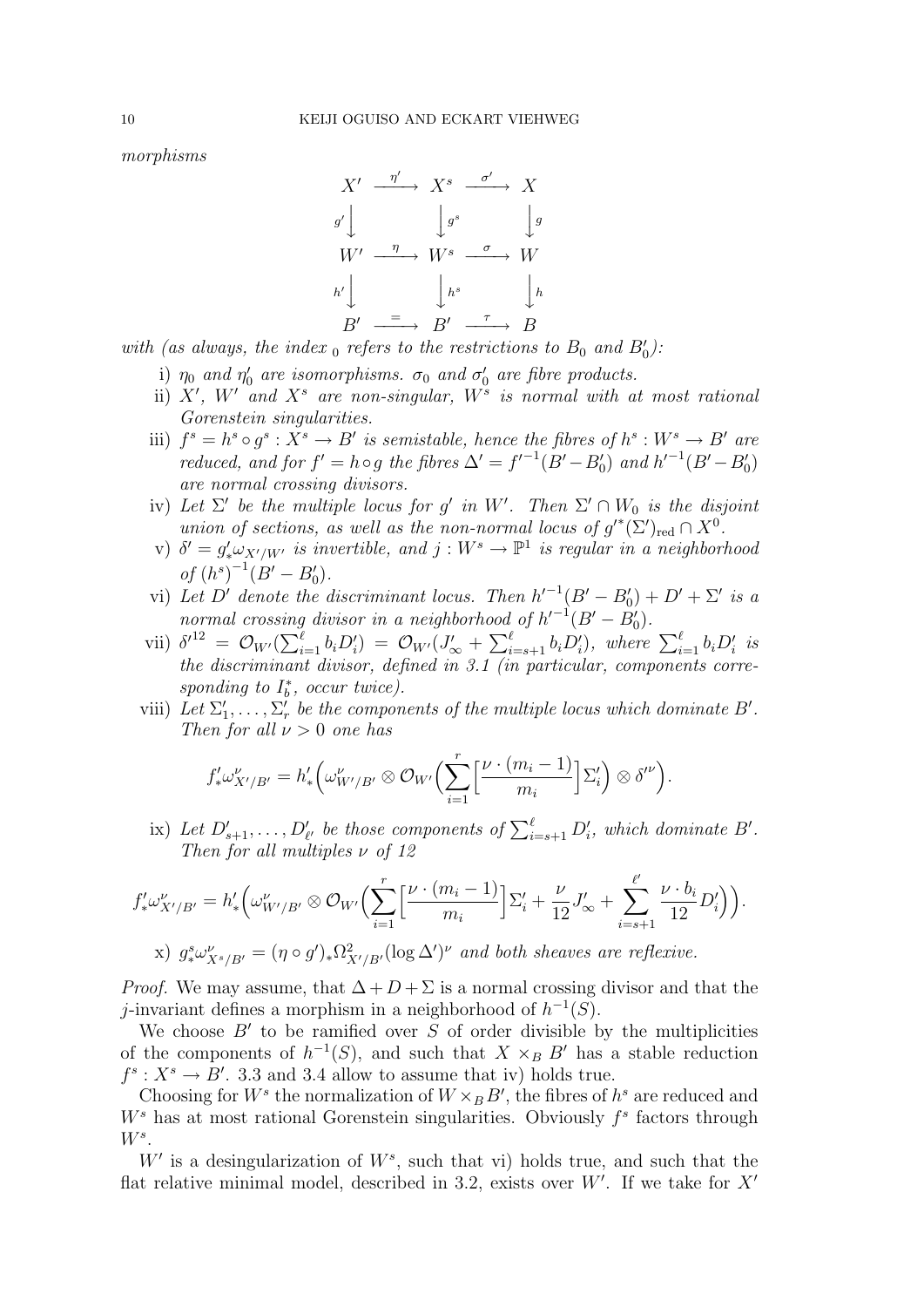*morphisms*

$$
\begin{array}{ccccc}
X' & \xrightarrow{\eta'} & X^s & \xrightarrow{\sigma'} & X \\
{\scriptstyle g'}\downarrow & & \downarrow{\scriptstyle g^s} & & \downarrow{\scriptstyle g} \\
W' & \xrightarrow{\eta} & W^s & \xrightarrow{\sigma} & W \\
{\scriptstyle h'}\downarrow & & \downarrow{\scriptstyle h^s} & & \downarrow{\scriptstyle h} \\
B' & \xrightarrow{=} & B' & \xrightarrow{\tau} & B
\end{array}
$$

*with (as always, the index $_0$ refers to the restrictions to $B_0$ and $B'_0$):*

i) $\eta_0$ *and* $\eta'_0$ *are isomorphisms.* $\sigma_0$ *and* $\sigma'_0$ *are fibre products.*

ii) $X'$, $W'$ *and* $X^s$ *are non-singular,* $W^s$ *is normal with at most rational Gorenstein singularities.*

iii) $f^s = h^s \circ g^s : X^s \to B'$ *is semistable, hence the fibres of* $h^s : W^s \to B'$ *are reduced, and for* $f' = h \circ g$ *the fibres* $\Delta' = {f'}^{-1}(B' - B'_0)$ *and* ${h'}^{-1}(B' - B'_0)$ *are normal crossing divisors.*

iv) *Let* $\Sigma'$ *be the multiple locus for* $g'$ *in* $W'$*. Then* $\Sigma' \cap W_0$ *is the disjoint union of sections, as well as the non-normal locus of* ${g'}^*(\Sigma')_{\mathrm{red}} \cap X^0$*.*

v) $\delta' = g'_* \omega_{X'/W'}$ *is invertible, and* $j : W^s \to \mathbb{P}^1$ *is regular in a neighborhood of* $(h^s)^{-1}(B' - B'_0)$*.*

vi) *Let* $D'$ *denote the discriminant locus. Then* ${h'}^{-1}(B' - B'_0) + D' + \Sigma'$ *is a normal crossing divisor in a neighborhood of* ${h'}^{-1}(B' - B'_0)$*.*

vii) ${\delta'}^{12} = \mathcal{O}_{W'}(\sum_{i=1}^{\ell} b_i D'_i) = \mathcal{O}_{W'}(J'_\infty + \sum_{i=s+1}^{\ell} b_i D'_i)$*, where* $\sum_{i=1}^{\ell} b_i D'_i$ *is the discriminant divisor, defined in 3.1 (in particular, components corresponding to* $I_b^*$*, occur twice).*

viii) *Let* $\Sigma'_1, \ldots, \Sigma'_r$ *be the components of the multiple locus which dominate* $B'$*. Then for all* $\nu > 0$ *one has*

$$
f'_* \omega^\nu_{X'/B'} = h'_* \Big( \omega^\nu_{W'/B'} \otimes \mathcal{O}_{W'} \Big( \sum_{i=1}^{r} \Big[ \frac{\nu \cdot (m_i - 1)}{m_i} \Big] \Sigma'_i \Big) \otimes {\delta'}^{\nu} \Big).
$$

ix) *Let* $D'_{s+1}, \ldots, D'_{\ell'}$ *be those components of* $\sum_{i=s+1}^{\ell} D'_i$*, which dominate* $B'$*. Then for all multiples* $\nu$ *of 12*

$$
f'_* \omega^\nu_{X'/B'} = h'_* \Big( \omega^\nu_{W'/B'} \otimes \mathcal{O}_{W'} \Big( \sum_{i=1}^{r} \Big[ \frac{\nu \cdot (m_i - 1)}{m_i} \Big] \Sigma'_i + \frac{\nu}{12} J'_\infty + \sum_{i=s+1}^{\ell'} \frac{\nu \cdot b_i}{12} D'_i \Big) \Big).
$$

x) $g^s_* \omega^\nu_{X^s/B'} = (\eta \circ g')_* \Omega^2_{X'/B'}(\log \Delta')^\nu$ *and both sheaves are reflexive.*

*Proof.* We may assume, that $\Delta + D + \Sigma$ is a normal crossing divisor and that the $j$-invariant defines a morphism in a neighborhood of $h^{-1}(S)$.

We choose $B'$ to be ramified over $S$ of order divisible by the multiplicities of the components of $h^{-1}(S)$, and such that $X \times_B B'$ has a stable reduction $f^s : X^s \to B'$. 3.3 and 3.4 allow to assume that iv) holds true.

Choosing for $W^s$ the normalization of $W \times_B B'$, the fibres of $h^s$ are reduced and $W^s$ has at most rational Gorenstein singularities. Obviously $f^s$ factors through $W^s$.

$W'$ is a desingularization of $W^s$, such that vi) holds true, and such that the flat relative minimal model, described in 3.2, exists over $W'$. If we take for $X'$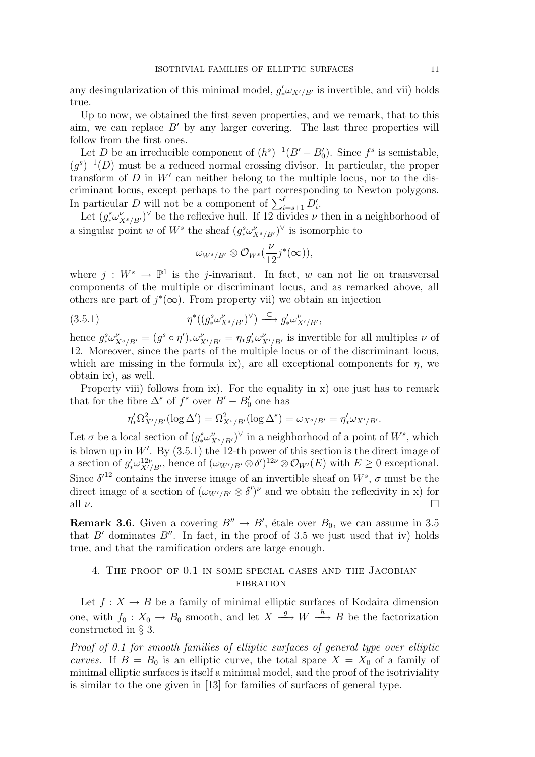any desingularization of this minimal model, $g'_*\omega_{X'/B'}$ is invertible, and vii) holds true.

Up to now, we obtained the first seven properties, and we remark, that to this aim, we can replace $B'$ by any larger covering. The last three properties will follow from the first ones.

Let $D$ be an irreducible component of $(h^s)^{-1}(B' - B'_0)$. Since $f^s$ is semistable, $(g^s)^{-1}(D)$ must be a reduced normal crossing divisor. In particular, the proper transform of $D$ in $W'$ can neither belong to the multiple locus, nor to the discriminant locus, except perhaps to the part corresponding to Newton polygons. In particular $D$ will not be a component of $\sum_{i=s+1}^{\ell} D'_i$.

Let $(g^s_*\omega^{\nu}_{X^s/B'})^{\vee}$ be the reflexive hull. If 12 divides $\nu$ then in a neighborhood of a singular point $w$ of $W^s$ the sheaf $(g^s_*\omega^{\nu}_{X^s/B'})^{\vee}$ is isomorphic to

$$\omega_{W^s/B'} \otimes \mathcal{O}_{W^s}(\frac{\nu}{12} j^*(\infty)),$$

where $j : W^s \to \mathbb{P}^1$ is the $j$-invariant. In fact, $w$ can not lie on transversal components of the multiple or discriminant locus, and as remarked above, all others are part of $j^*(\infty)$. From property vii) we obtain an injection

$$\eta^*((g^s_*\omega^{\nu}_{X^s/B'})^{\vee}) \xrightarrow{\subset} g'_*\omega^{\nu}_{X'/B'}, \tag{3.5.1}$$

hence $g^s_*\omega^{\nu}_{X^s/B'} = (g^s \circ \eta')_*\omega^{\nu}_{X'/B'} = \eta_* g'_*\omega^{\nu}_{X'/B'}$ is invertible for all multiples $\nu$ of 12. Moreover, since the parts of the multiple locus or of the discriminant locus, which are missing in the formula ix), are all exceptional components for $\eta$, we obtain ix), as well.

Property viii) follows from ix). For the equality in x) one just has to remark that for the fibre $\Delta^s$ of $f^s$ over $B' - B'_0$ one has

$$\eta'_*\Omega^2_{X'/B'}(\log \Delta') = \Omega^2_{X^s/B'}(\log \Delta^s) = \omega_{X^s/B'} = \eta'_*\omega_{X'/B'}.$$

Let $\sigma$ be a local section of $(g^s_*\omega^{\nu}_{X^s/B'})^{\vee}$ in a neighborhood of a point of $W^s$, which is blown up in $W'$. By (3.5.1) the 12-th power of this section is the direct image of a section of $g'_*\omega^{12\nu}_{X'/B'}$, hence of $(\omega_{W'/B'} \otimes \delta')^{12\nu} \otimes \mathcal{O}_{W'}(E)$ with $E \geq 0$ exceptional. Since $\delta'^{12}$ contains the inverse image of an invertible sheaf on $W^s$, $\sigma$ must be the direct image of a section of $(\omega_{W'/B'} \otimes \delta')^{\nu}$ and we obtain the reflexivity in x) for all $\nu$. □

**Remark 3.6.** Given a covering $B'' \to B'$, étale over $B_0$, we can assume in 3.5 that $B'$ dominates $B''$. In fact, in the proof of 3.5 we just used that iv) holds true, and that the ramification orders are large enough.

## 4. The proof of 0.1 in some special cases and the Jacobian fibration

Let $f : X \to B$ be a family of minimal elliptic surfaces of Kodaira dimension one, with $f_0 : X_0 \to B_0$ smooth, and let $X \xrightarrow{g} W \xrightarrow{h} B$ be the factorization constructed in § 3.

*Proof of 0.1 for smooth families of elliptic surfaces of general type over elliptic curves.* If $B = B_0$ is an elliptic curve, the total space $X = X_0$ of a family of minimal elliptic surfaces is itself a minimal model, and the proof of the isotriviality is similar to the one given in [13] for families of surfaces of general type.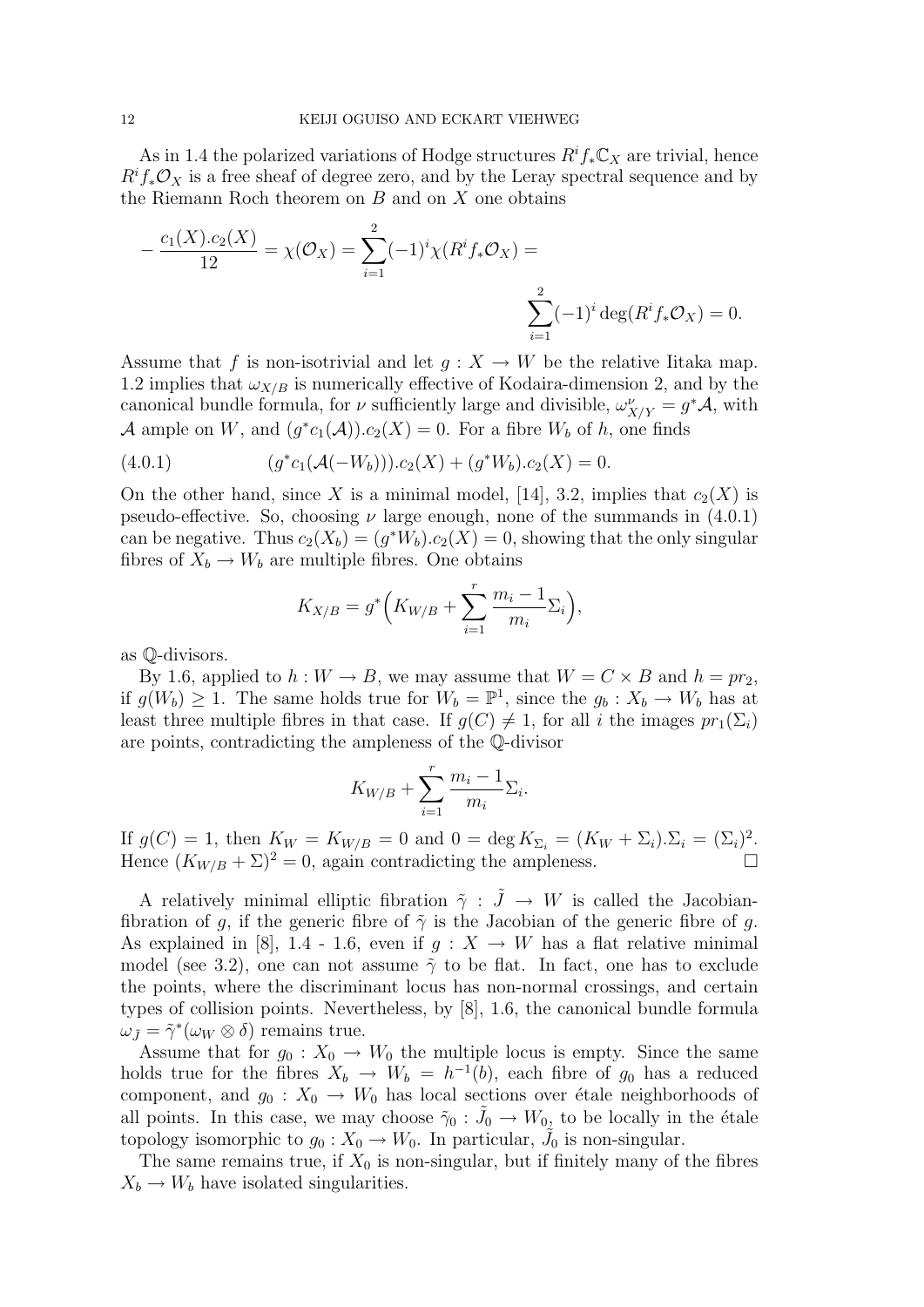As in 1.4 the polarized variations of Hodge structures $R^if_*\mathbb{C}_X$ are trivial, hence $R^if_*\mathcal{O}_X$ is a free sheaf of degree zero, and by the Leray spectral sequence and by the Riemann Roch theorem on $B$ and on $X$ one obtains

$$-\frac{c_1(X).c_2(X)}{12} = \chi(\mathcal{O}_X) = \sum_{i=1}^{2}(-1)^i\chi(R^if_*\mathcal{O}_X) = \sum_{i=1}^{2}(-1)^i\deg(R^if_*\mathcal{O}_X) = 0.$$

Assume that $f$ is non-isotrivial and let $g : X \to W$ be the relative Iitaka map. 1.2 implies that $\omega_{X/B}$ is numerically effective of Kodaira-dimension 2, and by the canonical bundle formula, for $\nu$ sufficiently large and divisible, $\omega_{X/Y}^\nu = g^*\mathcal{A}$, with $\mathcal{A}$ ample on $W$, and $(g^*c_1(\mathcal{A})).c_2(X) = 0$. For a fibre $W_b$ of $h$, one finds

$$(g^*c_1(\mathcal{A}(-W_b))).c_2(X) + (g^*W_b).c_2(X) = 0. \tag{4.0.1}$$

On the other hand, since $X$ is a minimal model, [14], 3.2, implies that $c_2(X)$ is pseudo-effective. So, choosing $\nu$ large enough, none of the summands in (4.0.1) can be negative. Thus $c_2(X_b) = (g^*W_b).c_2(X) = 0$, showing that the only singular fibres of $X_b \to W_b$ are multiple fibres. One obtains

$$K_{X/B} = g^*\Big(K_{W/B} + \sum_{i=1}^{r}\frac{m_i-1}{m_i}\Sigma_i\Big),$$

as $\mathbb{Q}$-divisors.

By 1.6, applied to $h : W \to B$, we may assume that $W = C \times B$ and $h = pr_2$, if $g(W_b) \geq 1$. The same holds true for $W_b = \mathbb{P}^1$, since the $g_b : X_b \to W_b$ has at least three multiple fibres in that case. If $g(C) \neq 1$, for all $i$ the images $pr_1(\Sigma_i)$ are points, contradicting the ampleness of the $\mathbb{Q}$-divisor

$$K_{W/B} + \sum_{i=1}^{r}\frac{m_i-1}{m_i}\Sigma_i.$$

If $g(C) = 1$, then $K_W = K_{W/B} = 0$ and $0 = \deg K_{\Sigma_i} = (K_W + \Sigma_i).\Sigma_i = (\Sigma_i)^2$. Hence $(K_{W/B} + \Sigma)^2 = 0$, again contradicting the ampleness. □

A relatively minimal elliptic fibration $\tilde{\gamma} : \tilde{J} \to W$ is called the Jacobian-fibration of $g$, if the generic fibre of $\tilde{\gamma}$ is the Jacobian of the generic fibre of $g$. As explained in [8], 1.4 - 1.6, even if $g : X \to W$ has a flat relative minimal model (see 3.2), one can not assume $\tilde{\gamma}$ to be flat. In fact, one has to exclude the points, where the discriminant locus has non-normal crossings, and certain types of collision points. Nevertheless, by [8], 1.6, the canonical bundle formula $\omega_{\tilde{J}} = \tilde{\gamma}^*(\omega_W \otimes \delta)$ remains true.

Assume that for $g_0 : X_0 \to W_0$ the multiple locus is empty. Since the same holds true for the fibres $X_b \to W_b = h^{-1}(b)$, each fibre of $g_0$ has a reduced component, and $g_0 : X_0 \to W_0$ has local sections over étale neighborhoods of all points. In this case, we may choose $\tilde{\gamma}_0 : \tilde{J}_0 \to W_0$, to be locally in the étale topology isomorphic to $g_0 : X_0 \to W_0$. In particular, $\tilde{J}_0$ is non-singular.

The same remains true, if $X_0$ is non-singular, but if finitely many of the fibres $X_b \to W_b$ have isolated singularities.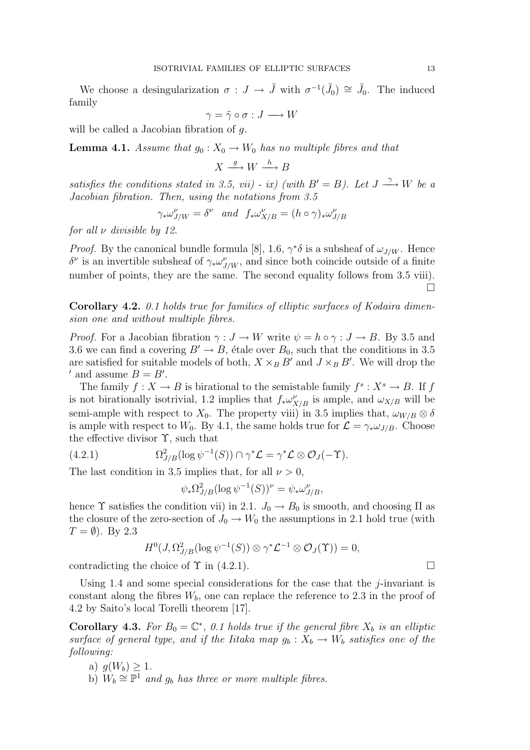We choose a desingularization $\sigma : J \to \tilde{J}$ with $\sigma^{-1}(\tilde{J}_0) \cong \tilde{J}_0$. The induced family

$$\gamma = \tilde{\gamma} \circ \sigma : J \longrightarrow W$$

will be called a Jacobian fibration of $g$.

**Lemma 4.1.** *Assume that $g_0 : X_0 \to W_0$ has no multiple fibres and that*

$$X \xrightarrow{\ g\ } W \xrightarrow{\ h\ } B$$

*satisfies the conditions stated in 3.5, vii) - ix) (with $B' = B$). Let $J \xrightarrow{\ \gamma\ } W$ be a Jacobian fibration. Then, using the notations from 3.5*

$$\gamma_* \omega^{\nu}_{J/W} = \delta^{\nu} \quad \text{and} \quad f_* \omega^{\nu}_{X/B} = (h \circ \gamma)_* \omega^{\nu}_{J/B}$$

*for all $\nu$ divisible by 12.*

*Proof.* By the canonical bundle formula [8], 1.6, $\gamma^* \delta$ is a subsheaf of $\omega_{J/W}$. Hence $\delta^{\nu}$ is an invertible subsheaf of $\gamma_* \omega^{\nu}_{J/W}$, and since both coincide outside of a finite number of points, they are the same. The second equality follows from 3.5 viii). □

**Corollary 4.2.** *0.1 holds true for families of elliptic surfaces of Kodaira dimension one and without multiple fibres.*

*Proof.* For a Jacobian fibration $\gamma : J \to W$ write $\psi = h \circ \gamma : J \to B$. By 3.5 and 3.6 we can find a covering $B' \to B$, étale over $B_0$, such that the conditions in 3.5 are satisfied for suitable models of both, $X \times_B B'$ and $J \times_B B'$. We will drop the $'$ and assume $B = B'$.

The family $f : X \to B$ is birational to the semistable family $f^s : X^s \to B$. If $f$ is not birationally isotrivial, 1.2 implies that $f_* \omega^{\nu}_{X/B}$ is ample, and $\omega_{X/B}$ will be semi-ample with respect to $X_0$. The property viii) in 3.5 implies that, $\omega_{W/B} \otimes \delta$ is ample with respect to $W_0$. By 4.1, the same holds true for $\mathcal{L} = \gamma_* \omega_{J/B}$. Choose the effective divisor $\Upsilon$, such that

$$\Omega^2_{J/B}(\log \psi^{-1}(S)) \cap \gamma^* \mathcal{L} = \gamma^* \mathcal{L} \otimes \mathcal{O}_J(-\Upsilon). \tag{4.2.1}$$

The last condition in 3.5 implies that, for all $\nu > 0$,

$$\psi_* \Omega^2_{J/B}(\log \psi^{-1}(S))^{\nu} = \psi_* \omega^{\nu}_{J/B},$$

hence $\Upsilon$ satisfies the condition vii) in 2.1. $J_0 \to B_0$ is smooth, and choosing $\Pi$ as the closure of the zero-section of $J_0 \to W_0$ the assumptions in 2.1 hold true (with $T = \emptyset$). By 2.3

$$H^0(J, \Omega^2_{J/B}(\log \psi^{-1}(S)) \otimes \gamma^* \mathcal{L}^{-1} \otimes \mathcal{O}_J(\Upsilon)) = 0,$$

contradicting the choice of $\Upsilon$ in (4.2.1). □

Using 1.4 and some special considerations for the case that the $j$-invariant is constant along the fibres $W_b$, one can replace the reference to 2.3 in the proof of 4.2 by Saito's local Torelli theorem [17].

**Corollary 4.3.** *For $B_0 = \mathbb{C}^*$, 0.1 holds true if the general fibre $X_b$ is an elliptic surface of general type, and if the Iitaka map $g_b : X_b \to W_b$ satisfies one of the following:*

a) $g(W_b) \geq 1$.

b) $W_b \cong \mathbb{P}^1$ *and $g_b$ has three or more multiple fibres.*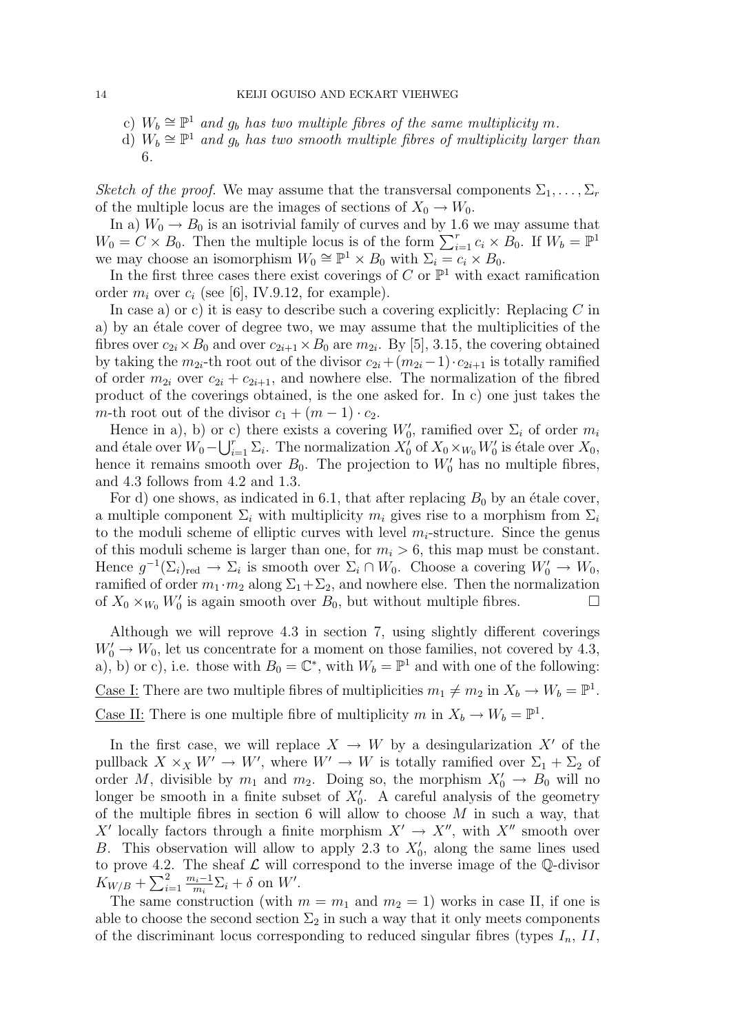c) $W_b \cong \mathbb{P}^1$ *and* $g_b$ *has two multiple fibres of the same multiplicity* $m$.

d) $W_b \cong \mathbb{P}^1$ *and* $g_b$ *has two smooth multiple fibres of multiplicity larger than* 6.

*Sketch of the proof.* We may assume that the transversal components $\Sigma_1, \ldots, \Sigma_r$ of the multiple locus are the images of sections of $X_0 \to W_0$.

In a) $W_0 \to B_0$ is an isotrivial family of curves and by 1.6 we may assume that $W_0 = C \times B_0$. Then the multiple locus is of the form $\sum_{i=1}^{r} c_i \times B_0$. If $W_b = \mathbb{P}^1$ we may choose an isomorphism $W_0 \cong \mathbb{P}^1 \times B_0$ with $\Sigma_i = c_i \times B_0$.

In the first three cases there exist coverings of $C$ or $\mathbb{P}^1$ with exact ramification order $m_i$ over $c_i$ (see [6], IV.9.12, for example).

In case a) or c) it is easy to describe such a covering explicitly: Replacing $C$ in a) by an étale cover of degree two, we may assume that the multiplicities of the fibres over $c_{2i} \times B_0$ and over $c_{2i+1} \times B_0$ are $m_{2i}$. By [5], 3.15, the covering obtained by taking the $m_{2i}$-th root out of the divisor $c_{2i} + (m_{2i} - 1) \cdot c_{2i+1}$ is totally ramified of order $m_{2i}$ over $c_{2i} + c_{2i+1}$, and nowhere else. The normalization of the fibred product of the coverings obtained, is the one asked for. In c) one just takes the $m$-th root out of the divisor $c_1 + (m-1) \cdot c_2$.

Hence in a), b) or c) there exists a covering $W'_0$, ramified over $\Sigma_i$ of order $m_i$ and étale over $W_0 - \bigcup_{i=1}^{r} \Sigma_i$. The normalization $X'_0$ of $X_0 \times_{W_0} W'_0$ is étale over $X_0$, hence it remains smooth over $B_0$. The projection to $W'_0$ has no multiple fibres, and 4.3 follows from 4.2 and 1.3.

For d) one shows, as indicated in 6.1, that after replacing $B_0$ by an étale cover, a multiple component $\Sigma_i$ with multiplicity $m_i$ gives rise to a morphism from $\Sigma_i$ to the moduli scheme of elliptic curves with level $m_i$-structure. Since the genus of this moduli scheme is larger than one, for $m_i > 6$, this map must be constant. Hence $g^{-1}(\Sigma_i)_{\mathrm{red}} \to \Sigma_i$ is smooth over $\Sigma_i \cap W_0$. Choose a covering $W'_0 \to W_0$, ramified of order $m_1 \cdot m_2$ along $\Sigma_1 + \Sigma_2$, and nowhere else. Then the normalization of $X_0 \times_{W_0} W'_0$ is again smooth over $B_0$, but without multiple fibres. $\square$

Although we will reprove 4.3 in section 7, using slightly different coverings $W'_0 \to W_0$, let us concentrate for a moment on those families, not covered by 4.3, a), b) or c), i.e. those with $B_0 = \mathbb{C}^*$, with $W_b = \mathbb{P}^1$ and with one of the following:

Case I: There are two multiple fibres of multiplicities $m_1 \neq m_2$ in $X_b \to W_b = \mathbb{P}^1$.

Case II: There is one multiple fibre of multiplicity $m$ in $X_b \to W_b = \mathbb{P}^1$.

In the first case, we will replace $X \to W$ by a desingularization $X'$ of the pullback $X \times_X W' \to W'$, where $W' \to W$ is totally ramified over $\Sigma_1 + \Sigma_2$ of order $M$, divisible by $m_1$ and $m_2$. Doing so, the morphism $X'_0 \to B_0$ will no longer be smooth in a finite subset of $X'_0$. A careful analysis of the geometry of the multiple fibres in section 6 will allow to choose $M$ in such a way, that $X'$ locally factors through a finite morphism $X' \to X''$, with $X''$ smooth over $B$. This observation will allow to apply 2.3 to $X'_0$, along the same lines used to prove 4.2. The sheaf $\mathcal{L}$ will correspond to the inverse image of the $\mathbb{Q}$-divisor $K_{W/B} + \sum_{i=1}^{2} \frac{m_i - 1}{m_i} \Sigma_i + \delta$ on $W'$.

The same construction (with $m = m_1$ and $m_2 = 1$) works in case II, if one is able to choose the second section $\Sigma_2$ in such a way that it only meets components of the discriminant locus corresponding to reduced singular fibres (types $I_n$, $II$,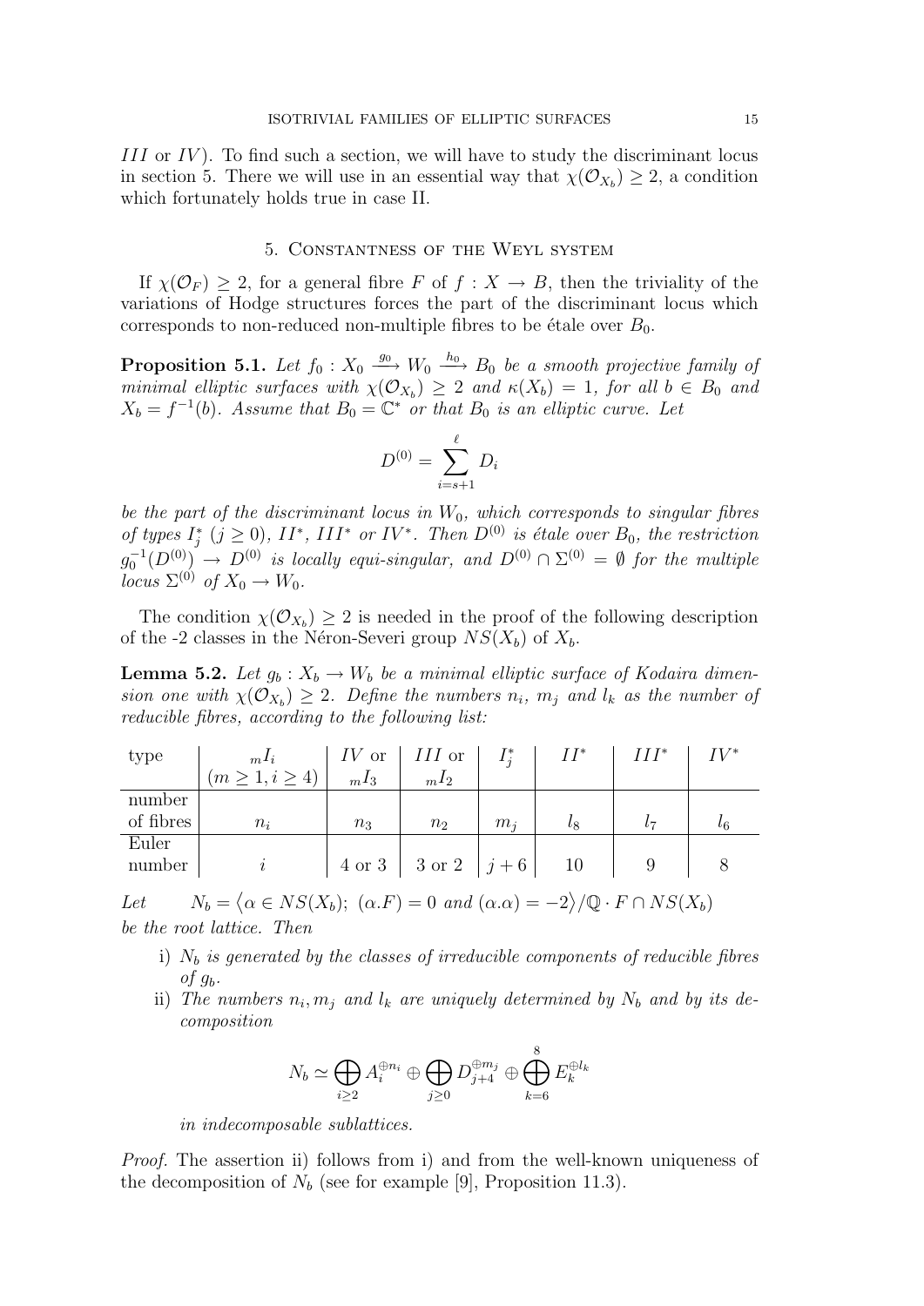$III$ or $IV$). To find such a section, we will have to study the discriminant locus in section 5. There we will use in an essential way that $\chi(\mathcal{O}_{X_b}) \geq 2$, a condition which fortunately holds true in case II.

## 5. Constantness of the Weyl system

If $\chi(\mathcal{O}_F) \geq 2$, for a general fibre $F$ of $f : X \to B$, then the triviality of the variations of Hodge structures forces the part of the discriminant locus which corresponds to non-reduced non-multiple fibres to be étale over $B_0$.

**Proposition 5.1.** *Let $f_0 : X_0 \xrightarrow{g_0} W_0 \xrightarrow{h_0} B_0$ be a smooth projective family of minimal elliptic surfaces with $\chi(\mathcal{O}_{X_b}) \geq 2$ and $\kappa(X_b) = 1$, for all $b \in B_0$ and $X_b = f^{-1}(b)$. Assume that $B_0 = \mathbb{C}^*$ or that $B_0$ is an elliptic curve. Let*

$$D^{(0)} = \sum_{i=s+1}^{\ell} D_i$$

*be the part of the discriminant locus in $W_0$, which corresponds to singular fibres of types $I_j^*$ ($j \geq 0$), $II^*$, $III^*$ or $IV^*$. Then $D^{(0)}$ is étale over $B_0$, the restriction $g_0^{-1}(D^{(0)}) \to D^{(0)}$ is locally equi-singular, and $D^{(0)} \cap \Sigma^{(0)} = \emptyset$ for the multiple locus $\Sigma^{(0)}$ of $X_0 \to W_0$.*

The condition $\chi(\mathcal{O}_{X_b}) \geq 2$ is needed in the proof of the following description of the -2 classes in the Néron-Severi group $NS(X_b)$ of $X_b$.

**Lemma 5.2.** *Let $g_b : X_b \to W_b$ be a minimal elliptic surface of Kodaira dimension one with $\chi(\mathcal{O}_{X_b}) \geq 2$. Define the numbers $n_i$, $m_j$ and $l_k$ as the number of reducible fibres, according to the following list:*

| type | ${}_mI_i$ ($m \geq 1, i \geq 4$) | $IV$ or ${}_mI_3$ | $III$ or ${}_mI_2$ | $I_j^*$ | $II^*$ | $III^*$ | $IV^*$ |
|---|---|---|---|---|---|---|---|
| number of fibres | $n_i$ | $n_3$ | $n_2$ | $m_j$ | $l_8$ | $l_7$ | $l_6$ |
| Euler number | $i$ | 4 or 3 | 3 or 2 | $j+6$ | 10 | 9 | 8 |

*Let* $\quad N_b = \big\langle \alpha \in NS(X_b);\ (\alpha.F) = 0 \text{ and } (\alpha.\alpha) = -2 \big\rangle / \mathbb{Q} \cdot F \cap NS(X_b)$ *be the root lattice. Then*

i) *$N_b$ is generated by the classes of irreducible components of reducible fibres of $g_b$.*

ii) *The numbers $n_i, m_j$ and $l_k$ are uniquely determined by $N_b$ and by its decomposition*

$$N_b \simeq \bigoplus_{i \geq 2} A_i^{\oplus n_i} \oplus \bigoplus_{j \geq 0} D_{j+4}^{\oplus m_j} \oplus \bigoplus_{k=6}^{8} E_k^{\oplus l_k}$$

*in indecomposable sublattices.*

*Proof.* The assertion ii) follows from i) and from the well-known uniqueness of the decomposition of $N_b$ (see for example [9], Proposition 11.3).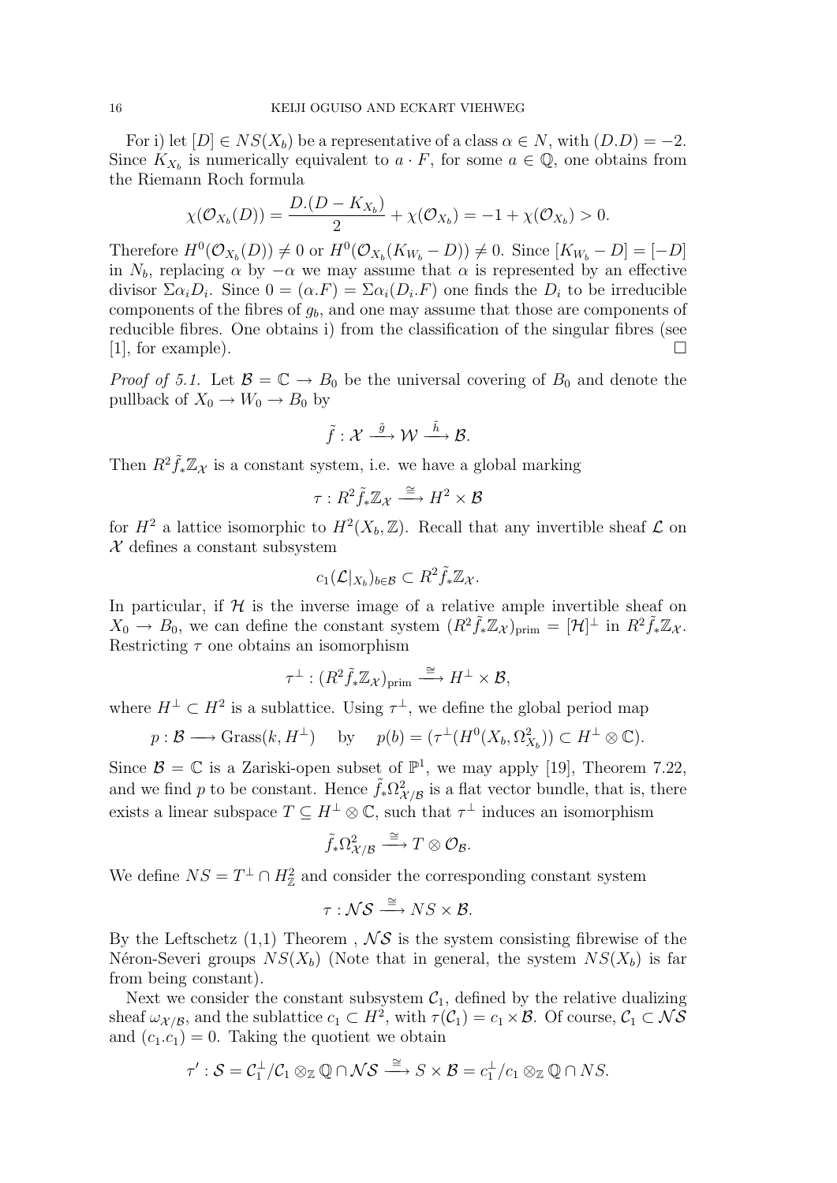For i) let $[D] \in NS(X_b)$ be a representative of a class $\alpha \in N$, with $(D.D) = -2$. Since $K_{X_b}$ is numerically equivalent to $a \cdot F$, for some $a \in \mathbb{Q}$, one obtains from the Riemann Roch formula

$$\chi(\mathcal{O}_{X_b}(D)) = \frac{D.(D - K_{X_b})}{2} + \chi(\mathcal{O}_{X_b}) = -1 + \chi(\mathcal{O}_{X_b}) > 0.$$

Therefore $H^0(\mathcal{O}_{X_b}(D)) \neq 0$ or $H^0(\mathcal{O}_{X_b}(K_{W_b} - D)) \neq 0$. Since $[K_{W_b} - D] = [-D]$ in $N_b$, replacing $\alpha$ by $-\alpha$ we may assume that $\alpha$ is represented by an effective divisor $\Sigma \alpha_i D_i$. Since $0 = (\alpha.F) = \Sigma \alpha_i (D_i.F)$ one finds the $D_i$ to be irreducible components of the fibres of $g_b$, and one may assume that those are components of reducible fibres. One obtains i) from the classification of the singular fibres (see [1], for example). $\square$

*Proof of 5.1.* Let $\mathcal{B} = \mathbb{C} \to B_0$ be the universal covering of $B_0$ and denote the pullback of $X_0 \to W_0 \to B_0$ by

$$\tilde{f} : \mathcal{X} \xrightarrow{\tilde{g}} \mathcal{W} \xrightarrow{\tilde{h}} \mathcal{B}.$$

Then $R^2 \tilde{f}_* \mathbb{Z}_{\mathcal{X}}$ is a constant system, i.e. we have a global marking

$$\tau : R^2 \tilde{f}_* \mathbb{Z}_{\mathcal{X}} \xrightarrow{\cong} H^2 \times \mathcal{B}$$

for $H^2$ a lattice isomorphic to $H^2(X_b, \mathbb{Z})$. Recall that any invertible sheaf $\mathcal{L}$ on $\mathcal{X}$ defines a constant subsystem

$$c_1(\mathcal{L}|_{X_b})_{b \in \mathcal{B}} \subset R^2 \tilde{f}_* \mathbb{Z}_{\mathcal{X}}.$$

In particular, if $\mathcal{H}$ is the inverse image of a relative ample invertible sheaf on $X_0 \to B_0$, we can define the constant system $(R^2 \tilde{f}_* \mathbb{Z}_{\mathcal{X}})_{\text{prim}} = [\mathcal{H}]^\perp$ in $R^2 \tilde{f}_* \mathbb{Z}_{\mathcal{X}}$. Restricting $\tau$ one obtains an isomorphism

$$\tau^\perp : (R^2 \tilde{f}_* \mathbb{Z}_{\mathcal{X}})_{\text{prim}} \xrightarrow{\cong} H^\perp \times \mathcal{B},$$

where $H^\perp \subset H^2$ is a sublattice. Using $\tau^\perp$, we define the global period map

$$p : \mathcal{B} \longrightarrow \text{Grass}(k, H^\perp) \quad \text{by} \quad p(b) = (\tau^\perp(H^0(X_b, \Omega^2_{X_b})) \subset H^\perp \otimes \mathbb{C}).$$

Since $\mathcal{B} = \mathbb{C}$ is a Zariski-open subset of $\mathbb{P}^1$, we may apply [19], Theorem 7.22, and we find $p$ to be constant. Hence $\tilde{f}_* \Omega^2_{\mathcal{X}/\mathcal{B}}$ is a flat vector bundle, that is, there exists a linear subspace $T \subseteq H^\perp \otimes \mathbb{C}$, such that $\tau^\perp$ induces an isomorphism

$$\tilde{f}_* \Omega^2_{\mathcal{X}/\mathcal{B}} \xrightarrow{\cong} T \otimes \mathcal{O}_{\mathcal{B}}.$$

We define $NS = T^\perp \cap H^2_{\mathbb{Z}}$ and consider the corresponding constant system

$$\tau : \mathcal{NS} \xrightarrow{\cong} NS \times \mathcal{B}.$$

By the Leftschetz (1,1) Theorem , $\mathcal{NS}$ is the system consisting fibrewise of the Néron-Severi groups $NS(X_b)$ (Note that in general, the system $NS(X_b)$ is far from being constant).

Next we consider the constant subsystem $\mathcal{C}_1$, defined by the relative dualizing sheaf $\omega_{\mathcal{X}/\mathcal{B}}$, and the sublattice $c_1 \subset H^2$, with $\tau(\mathcal{C}_1) = c_1 \times \mathcal{B}$. Of course, $\mathcal{C}_1 \subset \mathcal{NS}$ and $(c_1.c_1) = 0$. Taking the quotient we obtain

$$\tau' : \mathcal{S} = \mathcal{C}_1^\perp / \mathcal{C}_1 \otimes_{\mathbb{Z}} \mathbb{Q} \cap \mathcal{NS} \xrightarrow{\cong} S \times \mathcal{B} = c_1^\perp / c_1 \otimes_{\mathbb{Z}} \mathbb{Q} \cap NS.$$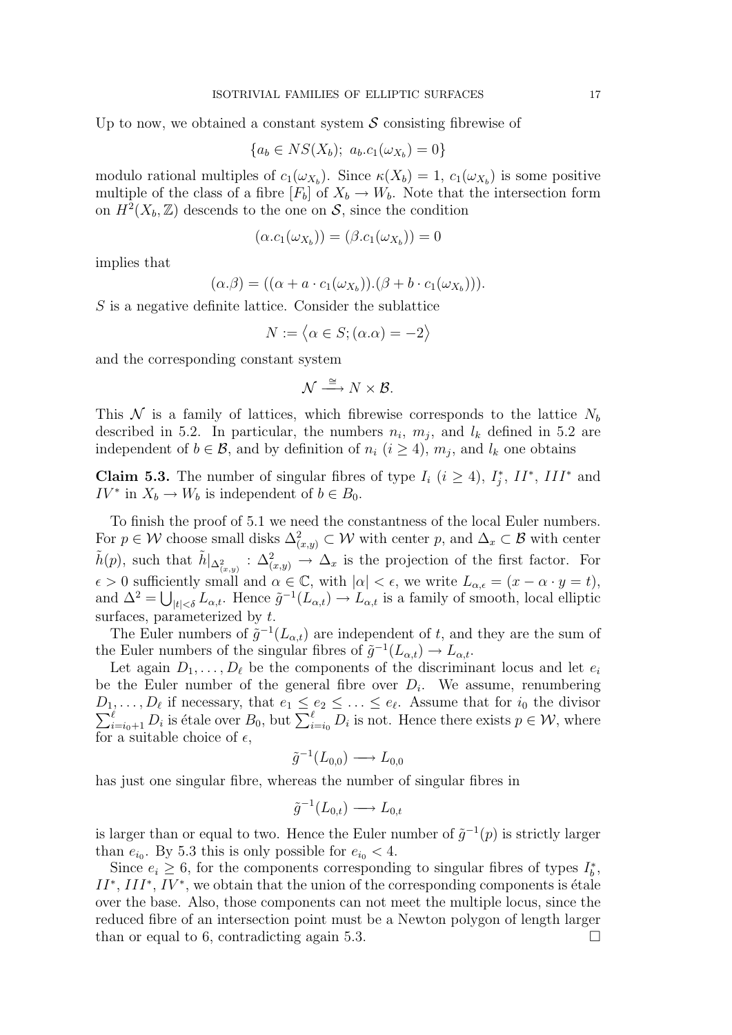Up to now, we obtained a constant system $\mathcal{S}$ consisting fibrewise of

$$\{a_b \in NS(X_b);\ a_b.c_1(\omega_{X_b}) = 0\}$$

modulo rational multiples of $c_1(\omega_{X_b})$. Since $\kappa(X_b) = 1$, $c_1(\omega_{X_b})$ is some positive multiple of the class of a fibre $[F_b]$ of $X_b \to W_b$. Note that the intersection form on $H^2(X_b, \mathbb{Z})$ descends to the one on $\mathcal{S}$, since the condition

$$(\alpha.c_1(\omega_{X_b})) = (\beta.c_1(\omega_{X_b})) = 0$$

implies that

$$(\alpha.\beta) = ((\alpha + a \cdot c_1(\omega_{X_b})).(\beta + b \cdot c_1(\omega_{X_b}))).$$

$S$ is a negative definite lattice. Consider the sublattice

$$N := \big\langle \alpha \in S; (\alpha.\alpha) = -2 \big\rangle$$

and the corresponding constant system

$$\mathcal{N} \xrightarrow{\cong} N \times \mathcal{B}.$$

This $\mathcal{N}$ is a family of lattices, which fibrewise corresponds to the lattice $N_b$ described in 5.2. In particular, the numbers $n_i$, $m_j$, and $l_k$ defined in 5.2 are independent of $b \in \mathcal{B}$, and by definition of $n_i$ ($i \geq 4$), $m_j$, and $l_k$ one obtains

**Claim 5.3.** The number of singular fibres of type $I_i$ ($i \geq 4$), $I_j^*$, $II^*$, $III^*$ and $IV^*$ in $X_b \to W_b$ is independent of $b \in B_0$.

To finish the proof of 5.1 we need the constantness of the local Euler numbers. For $p \in \mathcal{W}$ choose small disks $\Delta^2_{(x,y)} \subset \mathcal{W}$ with center $p$, and $\Delta_x \subset \mathcal{B}$ with center $\tilde{h}(p)$, such that $\tilde{h}|_{\Delta^2_{(x,y)}} : \Delta^2_{(x,y)} \to \Delta_x$ is the projection of the first factor. For $\epsilon > 0$ sufficiently small and $\alpha \in \mathbb{C}$, with $|\alpha| < \epsilon$, we write $L_{\alpha,\epsilon} = (x - \alpha \cdot y = t)$, and $\Delta^2 = \bigcup_{|t|<\delta} L_{\alpha,t}$. Hence $\tilde{g}^{-1}(L_{\alpha,t}) \to L_{\alpha,t}$ is a family of smooth, local elliptic surfaces, parameterized by $t$.

The Euler numbers of $\tilde{g}^{-1}(L_{\alpha,t})$ are independent of $t$, and they are the sum of the Euler numbers of the singular fibres of $\tilde{g}^{-1}(L_{\alpha,t}) \to L_{\alpha,t}$.

Let again $D_1, \ldots, D_\ell$ be the components of the discriminant locus and let $e_i$ be the Euler number of the general fibre over $D_i$. We assume, renumbering $D_1, \ldots, D_\ell$ if necessary, that $e_1 \leq e_2 \leq \ldots \leq e_\ell$. Assume that for $i_0$ the divisor $\sum_{i=i_0+1}^{\ell} D_i$ is étale over $B_0$, but $\sum_{i=i_0}^{\ell} D_i$ is not. Hence there exists $p \in \mathcal{W}$, where for a suitable choice of $\epsilon$,

$$\tilde{g}^{-1}(L_{0,0}) \longrightarrow L_{0,0}$$

has just one singular fibre, whereas the number of singular fibres in

$$\tilde{g}^{-1}(L_{0,t}) \longrightarrow L_{0,t}$$

is larger than or equal to two. Hence the Euler number of $\tilde{g}^{-1}(p)$ is strictly larger than $e_{i_0}$. By 5.3 this is only possible for $e_{i_0} < 4$.

Since $e_i \geq 6$, for the components corresponding to singular fibres of types $I_b^*$, $II^*$, $III^*$, $IV^*$, we obtain that the union of the corresponding components is étale over the base. Also, those components can not meet the multiple locus, since the reduced fibre of an intersection point must be a Newton polygon of length larger than or equal to 6, contradicting again 5.3. $\square$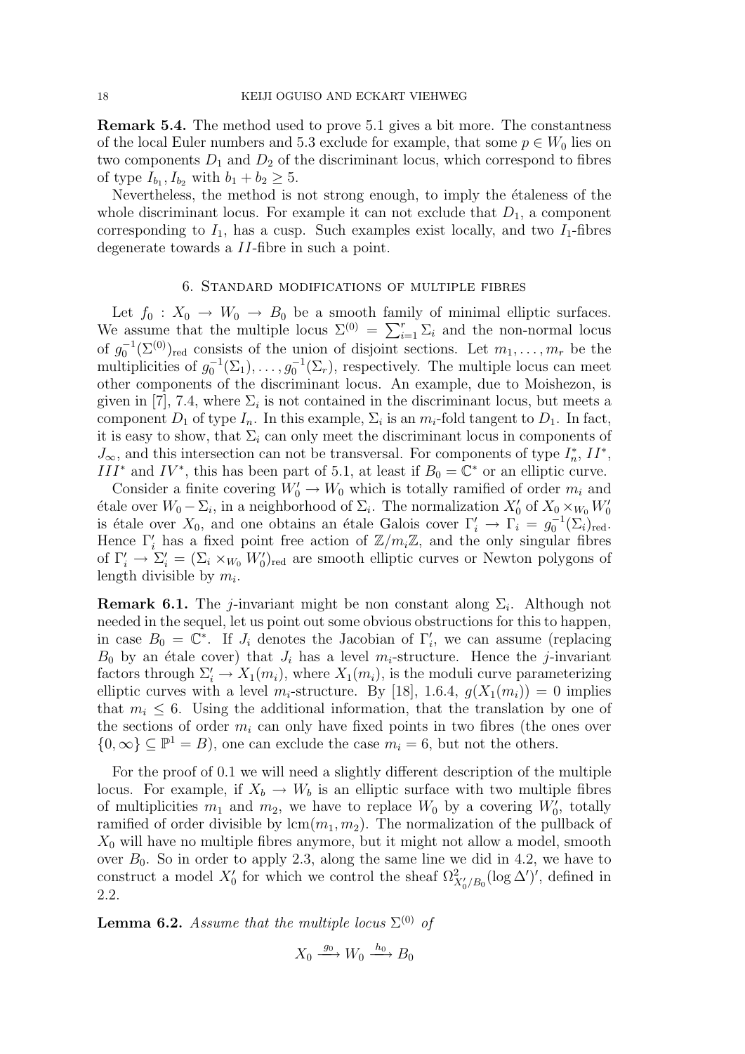**Remark 5.4.** The method used to prove 5.1 gives a bit more. The constantness of the local Euler numbers and 5.3 exclude for example, that some $p \in W_0$ lies on two components $D_1$ and $D_2$ of the discriminant locus, which correspond to fibres of type $I_{b_1}, I_{b_2}$ with $b_1 + b_2 \geq 5$.

Nevertheless, the method is not strong enough, to imply the étaleness of the whole discriminant locus. For example it can not exclude that $D_1$, a component corresponding to $I_1$, has a cusp. Such examples exist locally, and two $I_1$-fibres degenerate towards a $II$-fibre in such a point.

## 6. Standard modifications of multiple fibres

Let $f_0 : X_0 \to W_0 \to B_0$ be a smooth family of minimal elliptic surfaces. We assume that the multiple locus $\Sigma^{(0)} = \sum_{i=1}^{r} \Sigma_i$ and the non-normal locus of $g_0^{-1}(\Sigma^{(0)})_{\mathrm{red}}$ consists of the union of disjoint sections. Let $m_1, \ldots, m_r$ be the multiplicities of $g_0^{-1}(\Sigma_1), \ldots, g_0^{-1}(\Sigma_r)$, respectively. The multiple locus can meet other components of the discriminant locus. An example, due to Moishezon, is given in [7], 7.4, where $\Sigma_i$ is not contained in the discriminant locus, but meets a component $D_1$ of type $I_n$. In this example, $\Sigma_i$ is an $m_i$-fold tangent to $D_1$. In fact, it is easy to show, that $\Sigma_i$ can only meet the discriminant locus in components of $J_\infty$, and this intersection can not be transversal. For components of type $I_n^*$, $II^*$, $III^*$ and $IV^*$, this has been part of 5.1, at least if $B_0 = \mathbb{C}^*$ or an elliptic curve.

Consider a finite covering $W_0' \to W_0$ which is totally ramified of order $m_i$ and étale over $W_0 - \Sigma_i$, in a neighborhood of $\Sigma_i$. The normalization $X_0'$ of $X_0 \times_{W_0} W_0'$ is étale over $X_0$, and one obtains an étale Galois cover $\Gamma_i' \to \Gamma_i = g_0^{-1}(\Sigma_i)_{\mathrm{red}}$. Hence $\Gamma_i'$ has a fixed point free action of $\mathbb{Z}/m_i\mathbb{Z}$, and the only singular fibres of $\Gamma_i' \to \Sigma_i' = (\Sigma_i \times_{W_0} W_0')_{\mathrm{red}}$ are smooth elliptic curves or Newton polygons of length divisible by $m_i$.

**Remark 6.1.** The $j$-invariant might be non constant along $\Sigma_i$. Although not needed in the sequel, let us point out some obvious obstructions for this to happen, in case $B_0 = \mathbb{C}^*$. If $J_i$ denotes the Jacobian of $\Gamma_i'$, we can assume (replacing $B_0$ by an étale cover) that $J_i$ has a level $m_i$-structure. Hence the $j$-invariant factors through $\Sigma_i' \to X_1(m_i)$, where $X_1(m_i)$, is the moduli curve parameterizing elliptic curves with a level $m_i$-structure. By [18], 1.6.4, $g(X_1(m_i)) = 0$ implies that $m_i \leq 6$. Using the additional information, that the translation by one of the sections of order $m_i$ can only have fixed points in two fibres (the ones over $\{0, \infty\} \subseteq \mathbb{P}^1 = B$), one can exclude the case $m_i = 6$, but not the others.

For the proof of 0.1 we will need a slightly different description of the multiple locus. For example, if $X_b \to W_b$ is an elliptic surface with two multiple fibres of multiplicities $m_1$ and $m_2$, we have to replace $W_0$ by a covering $W_0'$, totally ramified of order divisible by $\mathrm{lcm}(m_1, m_2)$. The normalization of the pullback of $X_0$ will have no multiple fibres anymore, but it might not allow a model, smooth over $B_0$. So in order to apply 2.3, along the same line we did in 4.2, we have to construct a model $X_0'$ for which we control the sheaf $\Omega^2_{X_0'/B_0}(\log \Delta')'$, defined in 2.2.

**Lemma 6.2.** *Assume that the multiple locus $\Sigma^{(0)}$ of*

$$X_0 \xrightarrow{g_0} W_0 \xrightarrow{h_0} B_0$$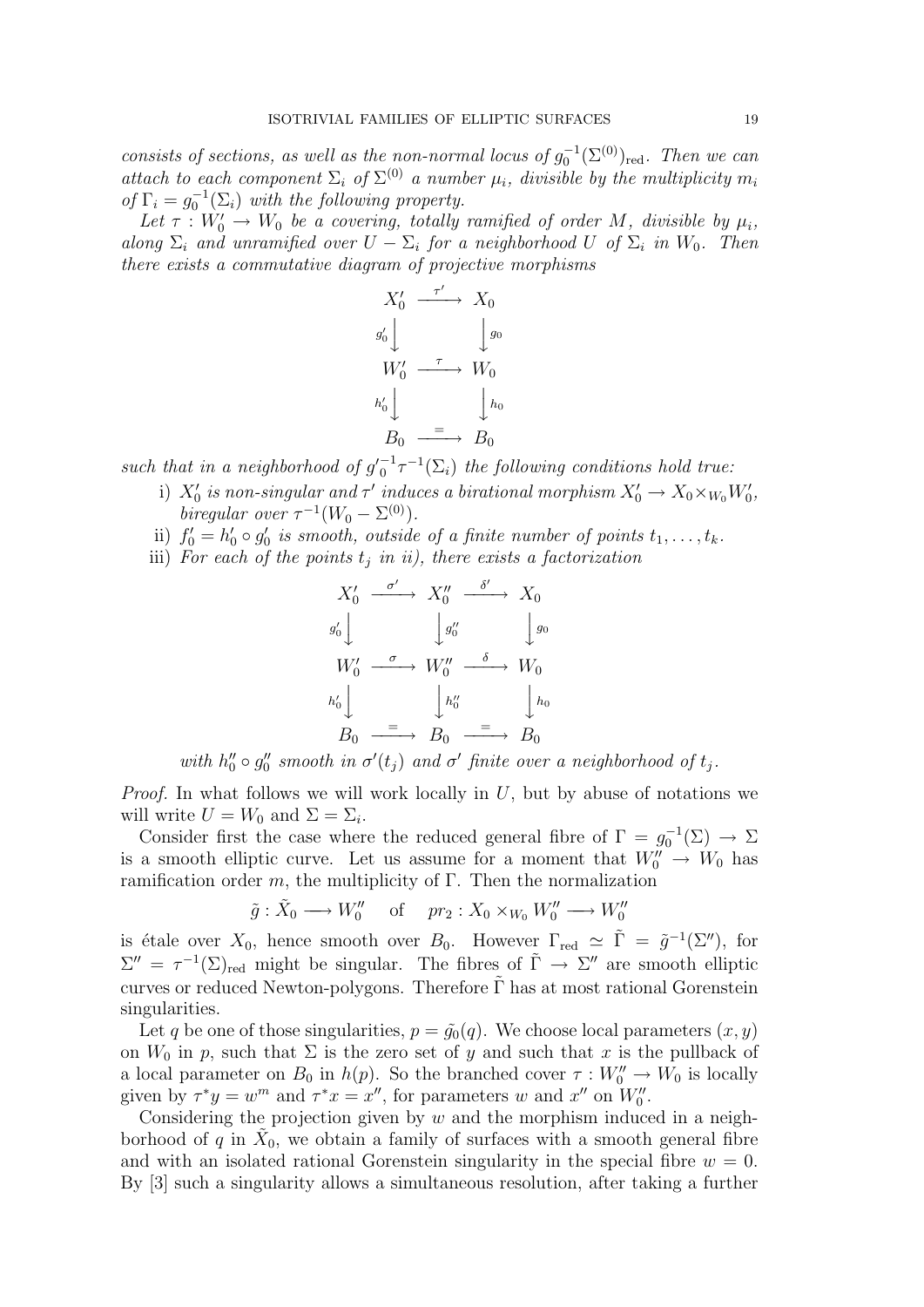*consists of sections, as well as the non-normal locus of $g_0^{-1}(\Sigma^{(0)})_{\rm red}$. Then we can attach to each component $\Sigma_i$ of $\Sigma^{(0)}$ a number $\mu_i$, divisible by the multiplicity $m_i$ of $\Gamma_i = g_0^{-1}(\Sigma_i)$ with the following property.*

*Let $\tau : W_0' \to W_0$ be a covering, totally ramified of order $M$, divisible by $\mu_i$, along $\Sigma_i$ and unramified over $U - \Sigma_i$ for a neighborhood $U$ of $\Sigma_i$ in $W_0$. Then there exists a commutative diagram of projective morphisms*

$$\begin{array}{ccc} X_0' & \xrightarrow{\tau'} & X_0 \\ {\scriptstyle g_0'}\downarrow & & \downarrow{\scriptstyle g_0} \\ W_0' & \xrightarrow{\tau} & W_0 \\ {\scriptstyle h_0'}\downarrow & & \downarrow{\scriptstyle h_0} \\ B_0 & \xrightarrow{=} & B_0 \end{array}$$

*such that in a neighborhood of ${g'}_0^{-1}\tau^{-1}(\Sigma_i)$ the following conditions hold true:*

i) *$X_0'$ is non-singular and $\tau'$ induces a birational morphism $X_0' \to X_0 \times_{W_0} W_0'$, biregular over $\tau^{-1}(W_0 - \Sigma^{(0)})$.*

ii) *$f_0' = h_0' \circ g_0'$ is smooth, outside of a finite number of points $t_1, \ldots, t_k$.*

iii) *For each of the points $t_j$ in ii), there exists a factorization*

$$\begin{array}{ccccc} X_0' & \xrightarrow{\sigma'} & X_0'' & \xrightarrow{\delta'} & X_0 \\ {\scriptstyle g_0'}\downarrow & & \downarrow{\scriptstyle g_0''} & & \downarrow{\scriptstyle g_0} \\ W_0' & \xrightarrow{\sigma} & W_0'' & \xrightarrow{\delta} & W_0 \\ {\scriptstyle h_0'}\downarrow & & \downarrow{\scriptstyle h_0''} & & \downarrow{\scriptstyle h_0} \\ B_0 & \xrightarrow{=} & B_0 & \xrightarrow{=} & B_0 \end{array}$$

*with $h_0'' \circ g_0''$ smooth in $\sigma'(t_j)$ and $\sigma'$ finite over a neighborhood of $t_j$.*

*Proof.* In what follows we will work locally in $U$, but by abuse of notations we will write $U = W_0$ and $\Sigma = \Sigma_i$.

Consider first the case where the reduced general fibre of $\Gamma = g_0^{-1}(\Sigma) \to \Sigma$ is a smooth elliptic curve. Let us assume for a moment that $W_0'' \to W_0$ has ramification order $m$, the multiplicity of $\Gamma$. Then the normalization

$$\tilde{g} : \tilde{X}_0 \longrightarrow W_0'' \quad \text{ of } \quad pr_2 : X_0 \times_{W_0} W_0'' \longrightarrow W_0''$$

is étale over $X_0$, hence smooth over $B_0$. However $\Gamma_{\rm red} \simeq \tilde{\Gamma} = \tilde{g}^{-1}(\Sigma'')$, for $\Sigma'' = \tau^{-1}(\Sigma)_{\rm red}$ might be singular. The fibres of $\tilde{\Gamma} \to \Sigma''$ are smooth elliptic curves or reduced Newton-polygons. Therefore $\tilde{\Gamma}$ has at most rational Gorenstein singularities.

Let $q$ be one of those singularities, $p = \tilde{g}_0(q)$. We choose local parameters $(x, y)$ on $W_0$ in $p$, such that $\Sigma$ is the zero set of $y$ and such that $x$ is the pullback of a local parameter on $B_0$ in $h(p)$. So the branched cover $\tau : W_0'' \to W_0$ is locally given by $\tau^* y = w^m$ and $\tau^* x = x''$, for parameters $w$ and $x''$ on $W_0''$.

Considering the projection given by $w$ and the morphism induced in a neighborhood of $q$ in $\tilde{X}_0$, we obtain a family of surfaces with a smooth general fibre and with an isolated rational Gorenstein singularity in the special fibre $w = 0$. By [3] such a singularity allows a simultaneous resolution, after taking a further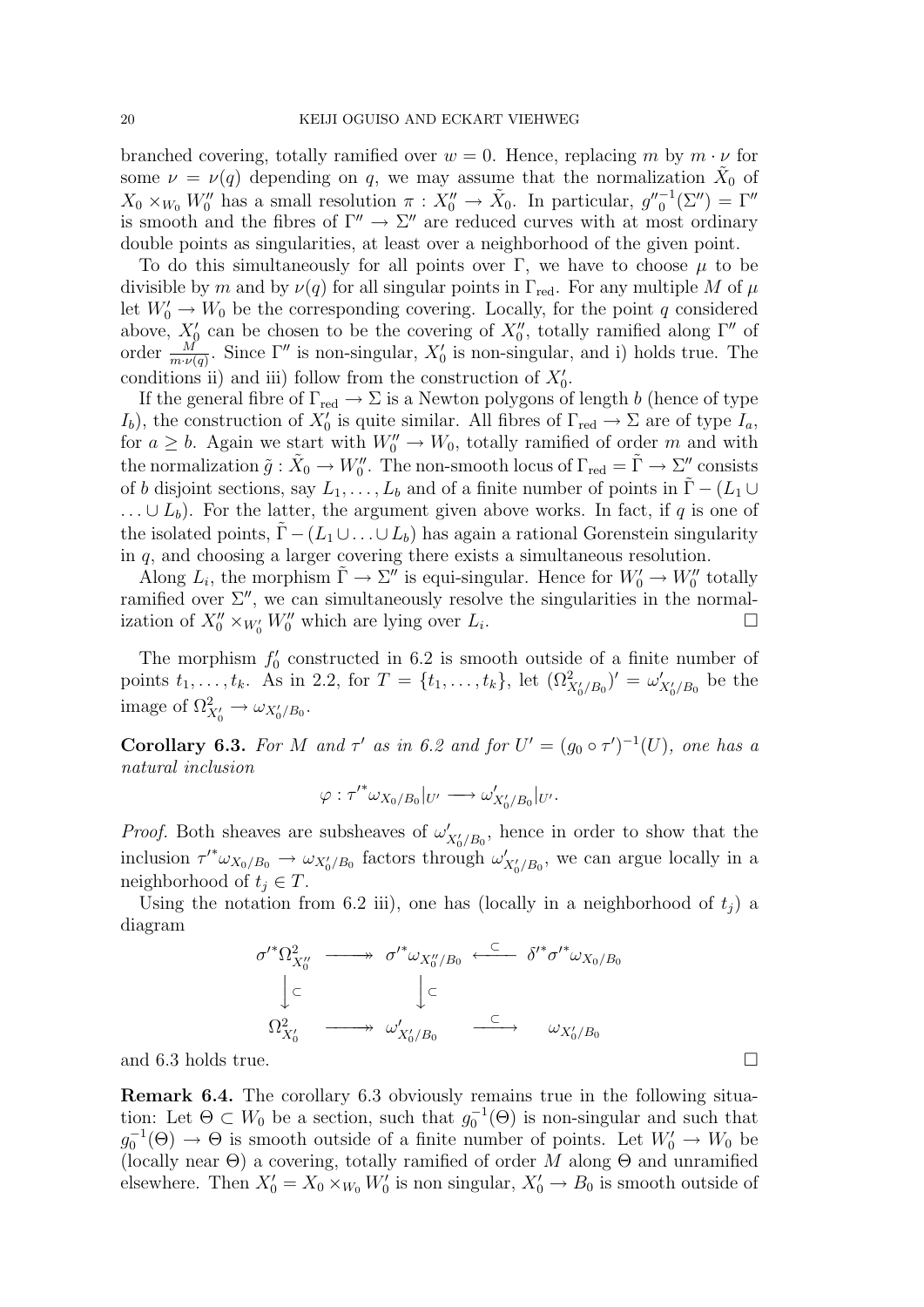branched covering, totally ramified over $w = 0$. Hence, replacing $m$ by $m \cdot \nu$ for some $\nu = \nu(q)$ depending on $q$, we may assume that the normalization $\tilde{X}_0$ of $X_0 \times_{W_0} W_0''$ has a small resolution $\pi : X_0'' \to \tilde{X}_0$. In particular, ${g''_0}^{-1}(\Sigma'') = \Gamma''$ is smooth and the fibres of $\Gamma'' \to \Sigma''$ are reduced curves with at most ordinary double points as singularities, at least over a neighborhood of the given point.

To do this simultaneously for all points over $\Gamma$, we have to choose $\mu$ to be divisible by $m$ and by $\nu(q)$ for all singular points in $\Gamma_{\rm red}$. For any multiple $M$ of $\mu$ let $W_0' \to W_0$ be the corresponding covering. Locally, for the point $q$ considered above, $X_0'$ can be chosen to be the covering of $X_0''$, totally ramified along $\Gamma''$ of order $\frac{M}{m \cdot \nu(q)}$. Since $\Gamma''$ is non-singular, $X_0'$ is non-singular, and i) holds true. The conditions ii) and iii) follow from the construction of $X_0'$.

If the general fibre of $\Gamma_{\rm red} \to \Sigma$ is a Newton polygons of length $b$ (hence of type $I_b$), the construction of $X_0'$ is quite similar. All fibres of $\Gamma_{\rm red} \to \Sigma$ are of type $I_a$, for $a \geq b$. Again we start with $W_0'' \to W_0$, totally ramified of order $m$ and with the normalization $\tilde{g} : \tilde{X}_0 \to W_0''$. The non-smooth locus of $\Gamma_{\rm red} = \tilde{\Gamma} \to \Sigma''$ consists of $b$ disjoint sections, say $L_1, \ldots, L_b$ and of a finite number of points in $\tilde{\Gamma} - (L_1 \cup \ldots \cup L_b)$. For the latter, the argument given above works. In fact, if $q$ is one of the isolated points, $\tilde{\Gamma} - (L_1 \cup \ldots \cup L_b)$ has again a rational Gorenstein singularity in $q$, and choosing a larger covering there exists a simultaneous resolution.

Along $L_i$, the morphism $\tilde{\Gamma} \to \Sigma''$ is equi-singular. Hence for $W_0' \to W_0''$ totally ramified over $\Sigma''$, we can simultaneously resolve the singularities in the normalization of $X_0'' \times_{W_0'} W_0''$ which are lying over $L_i$. □

The morphism $f_0'$ constructed in 6.2 is smooth outside of a finite number of points $t_1, \ldots, t_k$. As in 2.2, for $T = \{t_1, \ldots, t_k\}$, let $(\Omega^2_{X_0'/B_0})' = \omega'_{X_0'/B_0}$ be the image of $\Omega^2_{X_0'} \to \omega_{X_0'/B_0}$.

**Corollary 6.3.** *For $M$ and $\tau'$ as in 6.2 and for $U' = (g_0 \circ \tau')^{-1}(U)$, one has a natural inclusion*

$$\varphi : {\tau'}^* \omega_{X_0/B_0}|_{U'} \longrightarrow \omega'_{X_0'/B_0}|_{U'}.$$

*Proof.* Both sheaves are subsheaves of $\omega'_{X_0'/B_0}$, hence in order to show that the inclusion ${\tau'}^* \omega_{X_0/B_0} \to \omega_{X_0'/B_0}$ factors through $\omega'_{X_0'/B_0}$, we can argue locally in a neighborhood of $t_j \in T$.

Using the notation from 6.2 iii), one has (locally in a neighborhood of $t_j$) a diagram

$$\begin{array}{ccccc}
{\sigma'}^* \Omega^2_{X_0''} & \longrightarrow\!\!\!\!\!\rightarrow & {\sigma'}^* \omega_{X_0''/B_0} & \xleftarrow{\ \subset\ } & {\delta'}^* {\sigma'}^* \omega_{X_0/B_0} \\
\big\downarrow \subset & & \big\downarrow \subset & & \\
\Omega^2_{X_0'} & \longrightarrow\!\!\!\!\!\rightarrow & \omega'_{X_0'/B_0} & \xrightarrow{\ \subset\ } & \omega_{X_0'/B_0}
\end{array}$$

and 6.3 holds true. □

**Remark 6.4.** The corollary 6.3 obviously remains true in the following situation: Let $\Theta \subset W_0$ be a section, such that $g_0^{-1}(\Theta)$ is non-singular and such that $g_0^{-1}(\Theta) \to \Theta$ is smooth outside of a finite number of points. Let $W_0' \to W_0$ be (locally near $\Theta$) a covering, totally ramified of order $M$ along $\Theta$ and unramified elsewhere. Then $X_0' = X_0 \times_{W_0} W_0'$ is non singular, $X_0' \to B_0$ is smooth outside of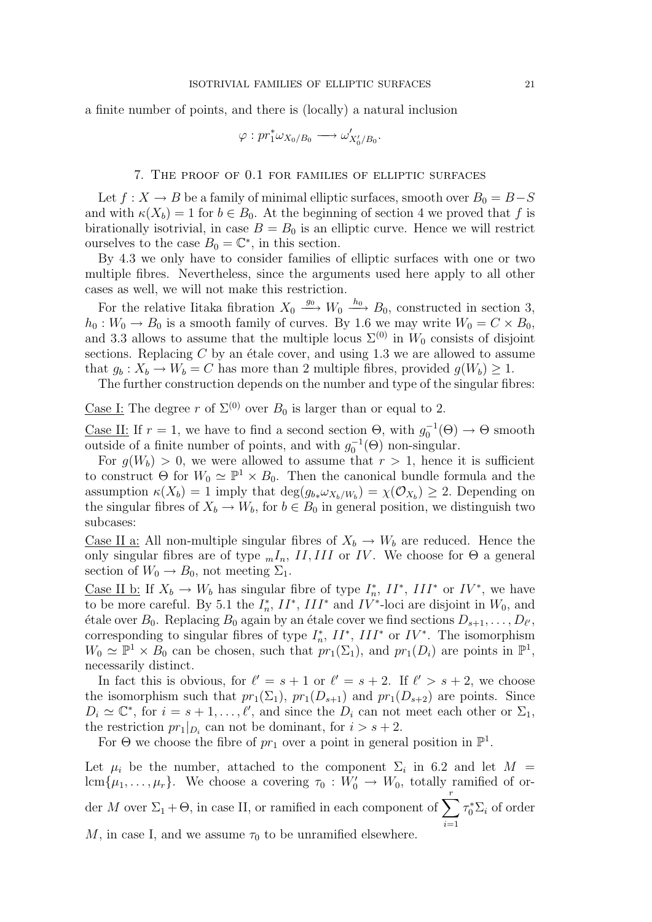a finite number of points, and there is (locally) a natural inclusion

$$\varphi : pr_1^* \omega_{X_0/B_0} \longrightarrow \omega'_{X'_0/B_0}.$$

## 7. The proof of 0.1 for families of elliptic surfaces

Let $f : X \to B$ be a family of minimal elliptic surfaces, smooth over $B_0 = B - S$ and with $\kappa(X_b) = 1$ for $b \in B_0$. At the beginning of section 4 we proved that $f$ is birationally isotrivial, in case $B = B_0$ is an elliptic curve. Hence we will restrict ourselves to the case $B_0 = \mathbb{C}^*$, in this section.

By 4.3 we only have to consider families of elliptic surfaces with one or two multiple fibres. Nevertheless, since the arguments used here apply to all other cases as well, we will not make this restriction.

For the relative Iitaka fibration $X_0 \xrightarrow{g_0} W_0 \xrightarrow{h_0} B_0$, constructed in section 3, $h_0 : W_0 \to B_0$ is a smooth family of curves. By 1.6 we may write $W_0 = C \times B_0$, and 3.3 allows to assume that the multiple locus $\Sigma^{(0)}$ in $W_0$ consists of disjoint sections. Replacing $C$ by an étale cover, and using 1.3 we are allowed to assume that $g_b : X_b \to W_b = C$ has more than 2 multiple fibres, provided $g(W_b) \geq 1$.

The further construction depends on the number and type of the singular fibres:

<u>Case I:</u> The degree $r$ of $\Sigma^{(0)}$ over $B_0$ is larger than or equal to 2.

<u>Case II:</u> If $r = 1$, we have to find a second section $\Theta$, with $g_0^{-1}(\Theta) \to \Theta$ smooth outside of a finite number of points, and with $g_0^{-1}(\Theta)$ non-singular.

For $g(W_b) > 0$, we were allowed to assume that $r > 1$, hence it is sufficient to construct $\Theta$ for $W_0 \simeq \mathbb{P}^1 \times B_0$. Then the canonical bundle formula and the assumption $\kappa(X_b) = 1$ imply that $\deg(g_{b*}\omega_{X_b/W_b}) = \chi(\mathcal{O}_{X_b}) \geq 2$. Depending on the singular fibres of $X_b \to W_b$, for $b \in B_0$ in general position, we distinguish two subcases:

<u>Case II a:</u> All non-multiple singular fibres of $X_b \to W_b$ are reduced. Hence the only singular fibres are of type ${}_mI_n$, $II, III$ or $IV$. We choose for $\Theta$ a general section of $W_0 \to B_0$, not meeting $\Sigma_1$.

<u>Case II b:</u> If $X_b \to W_b$ has singular fibre of type $I_n^*$, $II^*$, $III^*$ or $IV^*$, we have to be more careful. By 5.1 the $I_n^*$, $II^*$, $III^*$ and $IV^*$-loci are disjoint in $W_0$, and étale over $B_0$. Replacing $B_0$ again by an étale cover we find sections $D_{s+1}, \ldots, D_{\ell'}$, corresponding to singular fibres of type $I_n^*$, $II^*$, $III^*$ or $IV^*$. The isomorphism $W_0 \simeq \mathbb{P}^1 \times B_0$ can be chosen, such that $pr_1(\Sigma_1)$, and $pr_1(D_i)$ are points in $\mathbb{P}^1$, necessarily distinct.

In fact this is obvious, for $\ell' = s+1$ or $\ell' = s+2$. If $\ell' > s+2$, we choose the isomorphism such that $pr_1(\Sigma_1)$, $pr_1(D_{s+1})$ and $pr_1(D_{s+2})$ are points. Since $D_i \simeq \mathbb{C}^*$, for $i = s+1, \ldots, \ell'$, and since the $D_i$ can not meet each other or $\Sigma_1$, the restriction $pr_1|_{D_i}$ can not be dominant, for $i > s+2$.

For $\Theta$ we choose the fibre of $pr_1$ over a point in general position in $\mathbb{P}^1$.

Let $\mu_i$ be the number, attached to the component $\Sigma_i$ in 6.2 and let $M = \operatorname{lcm}\{\mu_1, \ldots, \mu_r\}$. We choose a covering $\tau_0 : W'_0 \to W_0$, totally ramified of order $M$ over $\Sigma_1 + \Theta$, in case II, or ramified in each component of $\sum_{i=1}^{r} \tau_0^* \Sigma_i$ of order $M$, in case I, and we assume $\tau_0$ to be unramified elsewhere.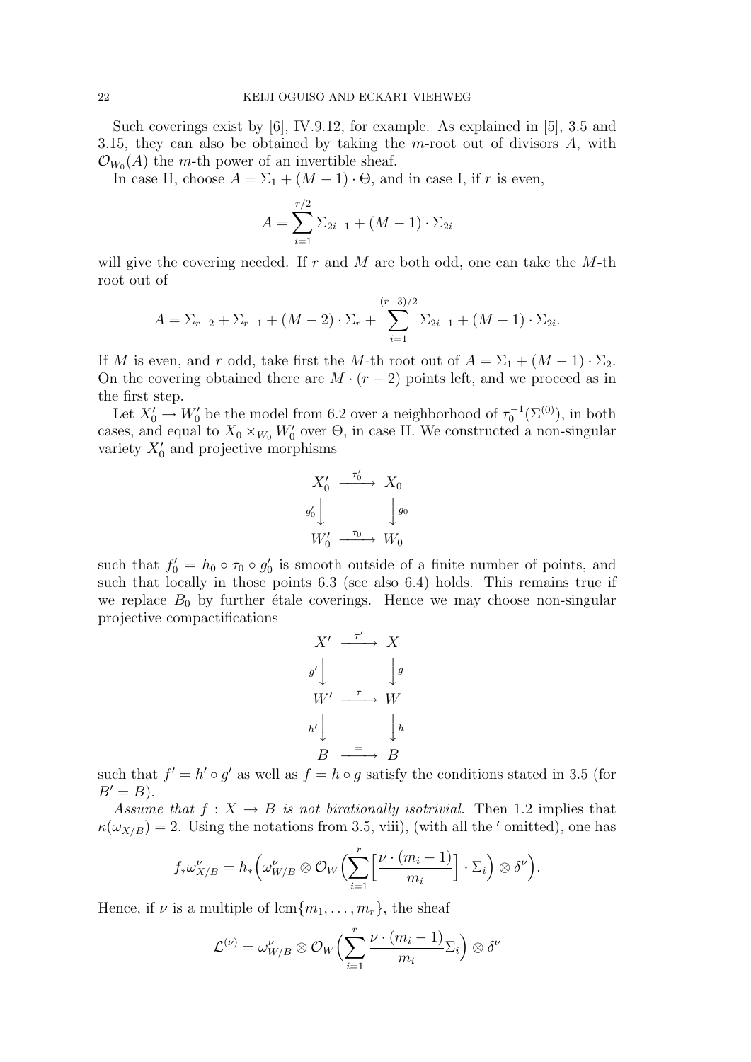Such coverings exist by [6], IV.9.12, for example. As explained in [5], 3.5 and 3.15, they can also be obtained by taking the $m$-root out of divisors $A$, with $\mathcal{O}_{W_0}(A)$ the $m$-th power of an invertible sheaf.

In case II, choose $A = \Sigma_1 + (M-1)\cdot\Theta$, and in case I, if $r$ is even,

$$A = \sum_{i=1}^{r/2} \Sigma_{2i-1} + (M-1)\cdot \Sigma_{2i}$$

will give the covering needed. If $r$ and $M$ are both odd, one can take the $M$-th root out of

$$A = \Sigma_{r-2} + \Sigma_{r-1} + (M-2)\cdot\Sigma_r + \sum_{i=1}^{(r-3)/2} \Sigma_{2i-1} + (M-1)\cdot\Sigma_{2i}.$$

If $M$ is even, and $r$ odd, take first the $M$-th root out of $A = \Sigma_1 + (M-1)\cdot\Sigma_2$. On the covering obtained there are $M\cdot(r-2)$ points left, and we proceed as in the first step.

Let $X_0' \to W_0'$ be the model from 6.2 over a neighborhood of $\tau_0^{-1}(\Sigma^{(0)})$, in both cases, and equal to $X_0 \times_{W_0} W_0'$ over $\Theta$, in case II. We constructed a non-singular variety $X_0'$ and projective morphisms

$$\begin{array}{ccc}
X_0' & \xrightarrow{\tau_0'} & X_0 \\
{\scriptstyle g_0'}\downarrow & & \downarrow{\scriptstyle g_0} \\
W_0' & \xrightarrow{\tau_0} & W_0
\end{array}$$

such that $f_0' = h_0 \circ \tau_0 \circ g_0'$ is smooth outside of a finite number of points, and such that locally in those points 6.3 (see also 6.4) holds. This remains true if we replace $B_0$ by further étale coverings. Hence we may choose non-singular projective compactifications

$$\begin{array}{ccc}
X' & \xrightarrow{\tau'} & X \\
{\scriptstyle g'}\downarrow & & \downarrow{\scriptstyle g} \\
W' & \xrightarrow{\tau} & W \\
{\scriptstyle h'}\downarrow & & \downarrow{\scriptstyle h} \\
B & \xrightarrow{=} & B
\end{array}$$

such that $f' = h' \circ g'$ as well as $f = h \circ g$ satisfy the conditions stated in 3.5 (for $B' = B$).

*Assume that $f : X \to B$ is not birationally isotrivial.* Then 1.2 implies that $\kappa(\omega_{X/B}) = 2$. Using the notations from 3.5, viii), (with all the $'$ omitted), one has

$$f_*\omega_{X/B}^{\nu} = h_*\Big(\omega_{W/B}^{\nu} \otimes \mathcal{O}_W\Big(\sum_{i=1}^{r}\Big[\frac{\nu\cdot(m_i-1)}{m_i}\Big]\cdot\Sigma_i\Big)\otimes\delta^{\nu}\Big).$$

Hence, if $\nu$ is a multiple of $\operatorname{lcm}\{m_1,\ldots,m_r\}$, the sheaf

$$\mathcal{L}^{(\nu)} = \omega_{W/B}^{\nu} \otimes \mathcal{O}_W\Big(\sum_{i=1}^{r}\frac{\nu\cdot(m_i-1)}{m_i}\Sigma_i\Big)\otimes\delta^{\nu}$$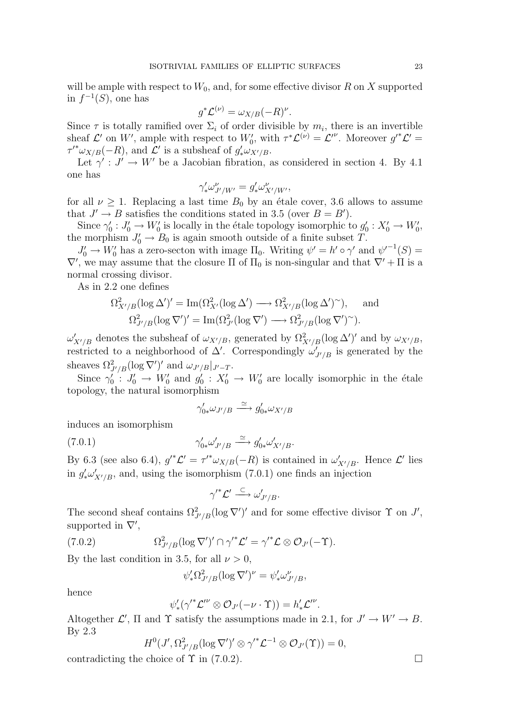will be ample with respect to $W_0$, and, for some effective divisor $R$ on $X$ supported in $f^{-1}(S)$, one has

$$g^*\mathcal{L}^{(\nu)} = \omega_{X/B}(-R)^\nu.$$

Since $\tau$ is totally ramified over $\Sigma_i$ of order divisible by $m_i$, there is an invertible sheaf $\mathcal{L}'$ on $W'$, ample with respect to $W_0'$, with $\tau^*\mathcal{L}^{(\nu)} = \mathcal{L}'^\nu$. Moreover $g'^*\mathcal{L}' = \tau'^*\omega_{X/B}(-R)$, and $\mathcal{L}'$ is a subsheaf of $g'_*\omega_{X'/B}$.

Let $\gamma' : J' \to W'$ be a Jacobian fibration, as considered in section 4. By 4.1 one has

$$\gamma'_*\omega^\nu_{J'/W'} = g'_*\omega^\nu_{X'/W'},$$

for all $\nu \geq 1$. Replacing a last time $B_0$ by an étale cover, 3.6 allows to assume that $J' \to B$ satisfies the conditions stated in 3.5 (over $B = B'$).

Since $\gamma_0' : J_0' \to W_0'$ is locally in the étale topology isomorphic to $g_0' : X_0' \to W_0'$, the morphism $J_0' \to B_0$ is again smooth outside of a finite subset $T$.

$J_0' \to W_0'$ has a zero-secton with image $\Pi_0$. Writing $\psi' = h' \circ \gamma'$ and $\psi'^{-1}(S) = \nabla'$, we may assume that the closure $\Pi$ of $\Pi_0$ is non-singular and that $\nabla' + \Pi$ is a normal crossing divisor.

As in 2.2 one defines

$$\Omega^2_{X'/B}(\log \Delta')' = \mathrm{Im}(\Omega^2_{X'}(\log \Delta') \longrightarrow \Omega^2_{X'/B}(\log \Delta')^\sim), \quad \text{ and}$$
$$\Omega^2_{J'/B}(\log \nabla')' = \mathrm{Im}(\Omega^2_{J'}(\log \nabla') \longrightarrow \Omega^2_{J'/B}(\log \nabla')^\sim).$$

$\omega'_{X'/B}$ denotes the subsheaf of $\omega_{X'/B}$, generated by $\Omega^2_{X'/B}(\log \Delta')'$ and by $\omega_{X'/B}$, restricted to a neighborhood of $\Delta'$. Correspondingly $\omega'_{J'/B}$ is generated by the sheaves $\Omega^2_{J'/B}(\log \nabla')'$ and $\omega_{J'/B}|_{J'-T}$.

Since $\gamma_0' : J_0' \to W_0'$ and $g_0' : X_0' \to W_0'$ are locally isomorphic in the étale topology, the natural isomorphism

$$\gamma'_{0*}\omega_{J'/B} \xrightarrow{\simeq} g'_{0*}\omega_{X'/B}$$

induces an isomorphism

$$\gamma'_{0*}\omega'_{J'/B} \xrightarrow{\simeq} g'_{0*}\omega'_{X'/B}. \tag{7.0.1}$$

By 6.3 (see also 6.4), $g'^*\mathcal{L}' = \tau'^*\omega_{X/B}(-R)$ is contained in $\omega'_{X'/B}$. Hence $\mathcal{L}'$ lies in $g'_*\omega'_{X'/B}$, and, using the isomorphism (7.0.1) one finds an injection

$$\gamma'^*\mathcal{L}' \xrightarrow{\subset} \omega'_{J'/B}.$$

The second sheaf contains $\Omega^2_{J'/B}(\log \nabla')'$ and for some effective divisor $\Upsilon$ on $J'$, supported in $\nabla'$,

$$\Omega^2_{J'/B}(\log \nabla')' \cap \gamma'^*\mathcal{L}' = \gamma'^*\mathcal{L} \otimes \mathcal{O}_{J'}(-\Upsilon). \tag{7.0.2}$$

By the last condition in 3.5, for all $\nu > 0$,

$$\psi'_*\Omega^2_{J'/B}(\log \nabla')^\nu = \psi'_*\omega^\nu_{J'/B},$$

hence

$$\psi'_*(\gamma'^*\mathcal{L}'^\nu \otimes \mathcal{O}_{J'}(-\nu \cdot \Upsilon)) = h'_*\mathcal{L}'^\nu.$$

Altogether $\mathcal{L}'$, $\Pi$ and $\Upsilon$ satisfy the assumptions made in 2.1, for $J' \to W' \to B$. By 2.3

$$H^0(J', \Omega^2_{J'/B}(\log \nabla')' \otimes \gamma'^*\mathcal{L}^{-1} \otimes \mathcal{O}_{J'}(\Upsilon)) = 0,$$

contradicting the choice of $\Upsilon$ in (7.0.2). $\square$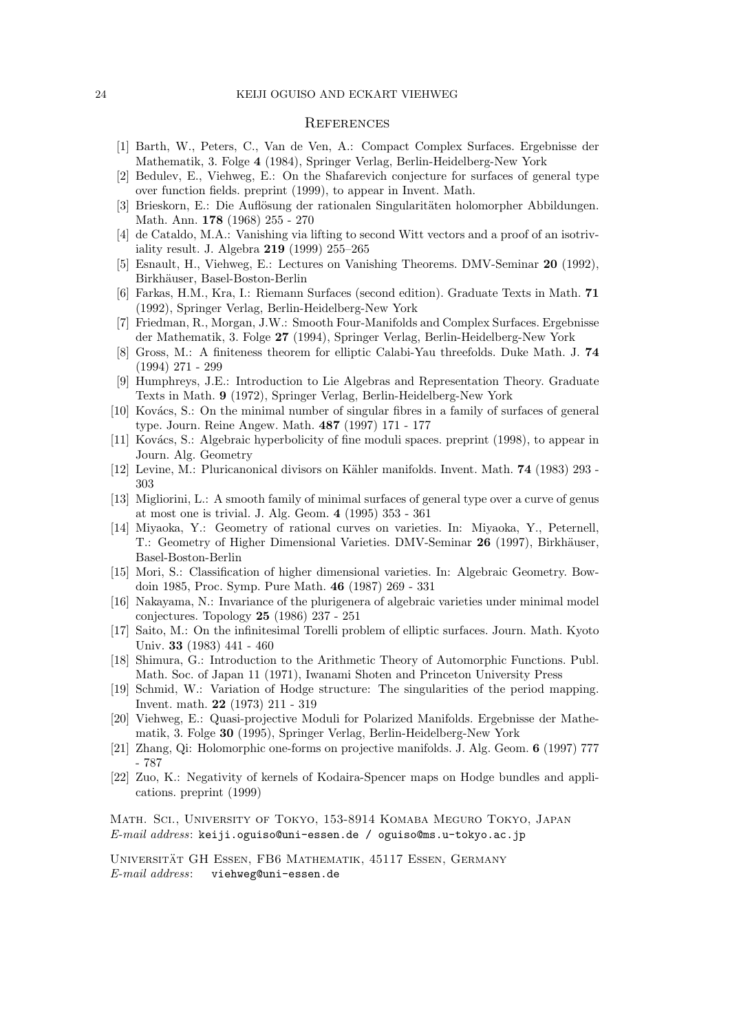## References

[1] Barth, W., Peters, C., Van de Ven, A.: Compact Complex Surfaces. Ergebnisse der Mathematik, 3. Folge **4** (1984), Springer Verlag, Berlin-Heidelberg-New York

[2] Bedulev, E., Viehweg, E.: On the Shafarevich conjecture for surfaces of general type over function fields. preprint (1999), to appear in Invent. Math.

[3] Brieskorn, E.: Die Auflösung der rationalen Singularitäten holomorpher Abbildungen. Math. Ann. **178** (1968) 255 - 270

[4] de Cataldo, M.A.: Vanishing via lifting to second Witt vectors and a proof of an isotriviality result. J. Algebra **219** (1999) 255–265

[5] Esnault, H., Viehweg, E.: Lectures on Vanishing Theorems. DMV-Seminar **20** (1992), Birkhäuser, Basel-Boston-Berlin

[6] Farkas, H.M., Kra, I.: Riemann Surfaces (second edition). Graduate Texts in Math. **71** (1992), Springer Verlag, Berlin-Heidelberg-New York

[7] Friedman, R., Morgan, J.W.: Smooth Four-Manifolds and Complex Surfaces. Ergebnisse der Mathematik, 3. Folge **27** (1994), Springer Verlag, Berlin-Heidelberg-New York

[8] Gross, M.: A finiteness theorem for elliptic Calabi-Yau threefolds. Duke Math. J. **74** (1994) 271 - 299

[9] Humphreys, J.E.: Introduction to Lie Algebras and Representation Theory. Graduate Texts in Math. **9** (1972), Springer Verlag, Berlin-Heidelberg-New York

[10] Kovács, S.: On the minimal number of singular fibres in a family of surfaces of general type. Journ. Reine Angew. Math. **487** (1997) 171 - 177

[11] Kovács, S.: Algebraic hyperbolicity of fine moduli spaces. preprint (1998), to appear in Journ. Alg. Geometry

[12] Levine, M.: Pluricanonical divisors on Kähler manifolds. Invent. Math. **74** (1983) 293 - 303

[13] Migliorini, L.: A smooth family of minimal surfaces of general type over a curve of genus at most one is trivial. J. Alg. Geom. **4** (1995) 353 - 361

[14] Miyaoka, Y.: Geometry of rational curves on varieties. In: Miyaoka, Y., Peternell, T.: Geometry of Higher Dimensional Varieties. DMV-Seminar **26** (1997), Birkhäuser, Basel-Boston-Berlin

[15] Mori, S.: Classification of higher dimensional varieties. In: Algebraic Geometry. Bowdoin 1985, Proc. Symp. Pure Math. **46** (1987) 269 - 331

[16] Nakayama, N.: Invariance of the plurigenera of algebraic varieties under minimal model conjectures. Topology **25** (1986) 237 - 251

[17] Saito, M.: On the infinitesimal Torelli problem of elliptic surfaces. Journ. Math. Kyoto Univ. **33** (1983) 441 - 460

[18] Shimura, G.: Introduction to the Arithmetic Theory of Automorphic Functions. Publ. Math. Soc. of Japan 11 (1971), Iwanami Shoten and Princeton University Press

[19] Schmid, W.: Variation of Hodge structure: The singularities of the period mapping. Invent. math. **22** (1973) 211 - 319

[20] Viehweg, E.: Quasi-projective Moduli for Polarized Manifolds. Ergebnisse der Mathematik, 3. Folge **30** (1995), Springer Verlag, Berlin-Heidelberg-New York

[21] Zhang, Qi: Holomorphic one-forms on projective manifolds. J. Alg. Geom. **6** (1997) 777 - 787

[22] Zuo, K.: Negativity of kernels of Kodaira-Spencer maps on Hodge bundles and applications. preprint (1999)

Math. Sci., University of Tokyo, 153-8914 Komaba Meguro Tokyo, Japan
*E-mail address*: `keiji.oguiso@uni-essen.de / oguiso@ms.u-tokyo.ac.jp`

Universität GH Essen, FB6 Mathematik, 45117 Essen, Germany
*E-mail address*: `viehweg@uni-essen.de`